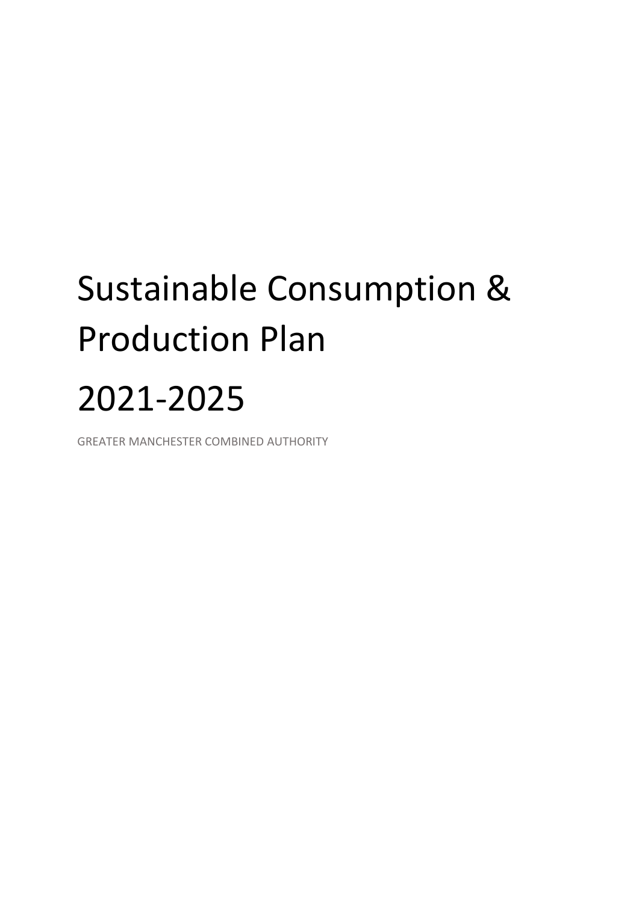# Sustainable Consumption & Production Plan

# 2021-2025

GREATER MANCHESTER COMBINED AUTHORITY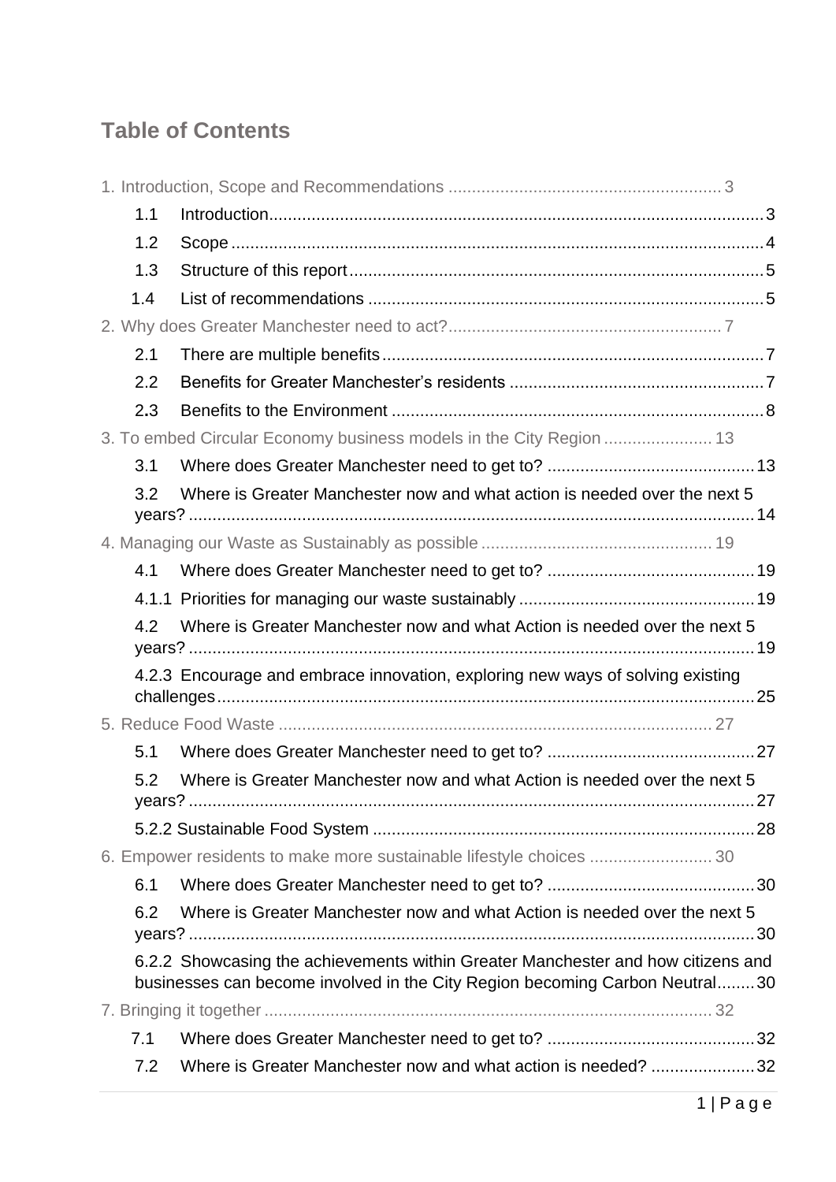## Table of Contents

1. Introduction, Scope and Recommendations ........................................................ 3
   - 1.1 Introduction........................................................................................................ 3
   - 1.2 Scope .................................................................................................................. 4
   - 1.3 Structure of this report ........................................................................................ 5
   - 1.4 List of recommendations ..................................................................................... 5
2. Why does Greater Manchester need to act? ........................................................ 7
   - 2.1 There are multiple benefits.................................................................................. 7
   - 2.2 Benefits for Greater Manchester's residents ....................................................... 7
   - 2.3 Benefits to the Environment ................................................................................ 8
3. To embed Circular Economy business models in the City Region ....................... 13
   - 3.1 Where does Greater Manchester need to get to? ............................................. 13
   - 3.2 Where is Greater Manchester now and what action is needed over the next 5 years? ........................................................................................................................ 14
4. Managing our Waste as Sustainably as possible ................................................ 19
   - 4.1 Where does Greater Manchester need to get to? ............................................. 19
   - 4.1.1 Priorities for managing our waste sustainably ................................................. 19
   - 4.2 Where is Greater Manchester now and what Action is needed over the next 5 years? ........................................................................................................................ 19
   - 4.2.3 Encourage and embrace innovation, exploring new ways of solving existing challenges .................................................................................................................. 25
5. Reduce Food Waste ........................................................................................... 27
   - 5.1 Where does Greater Manchester need to get to? ............................................. 27
   - 5.2 Where is Greater Manchester now and what Action is needed over the next 5 years? ........................................................................................................................ 27
   - 5.2.2 Sustainable Food System ................................................................................ 28
6. Empower residents to make more sustainable lifestyle choices ......................... 30
   - 6.1 Where does Greater Manchester need to get to? ............................................. 30
   - 6.2 Where is Greater Manchester now and what Action is needed over the next 5 years? ........................................................................................................................ 30
   - 6.2.2 Showcasing the achievements within Greater Manchester and how citizens and businesses can become involved in the City Region becoming Carbon Neutral........ 30
7. Bringing it together ............................................................................................. 32
   - 7.1 Where does Greater Manchester need to get to? ............................................. 32
   - 7.2 Where is Greater Manchester now and what action is needed? ....................... 32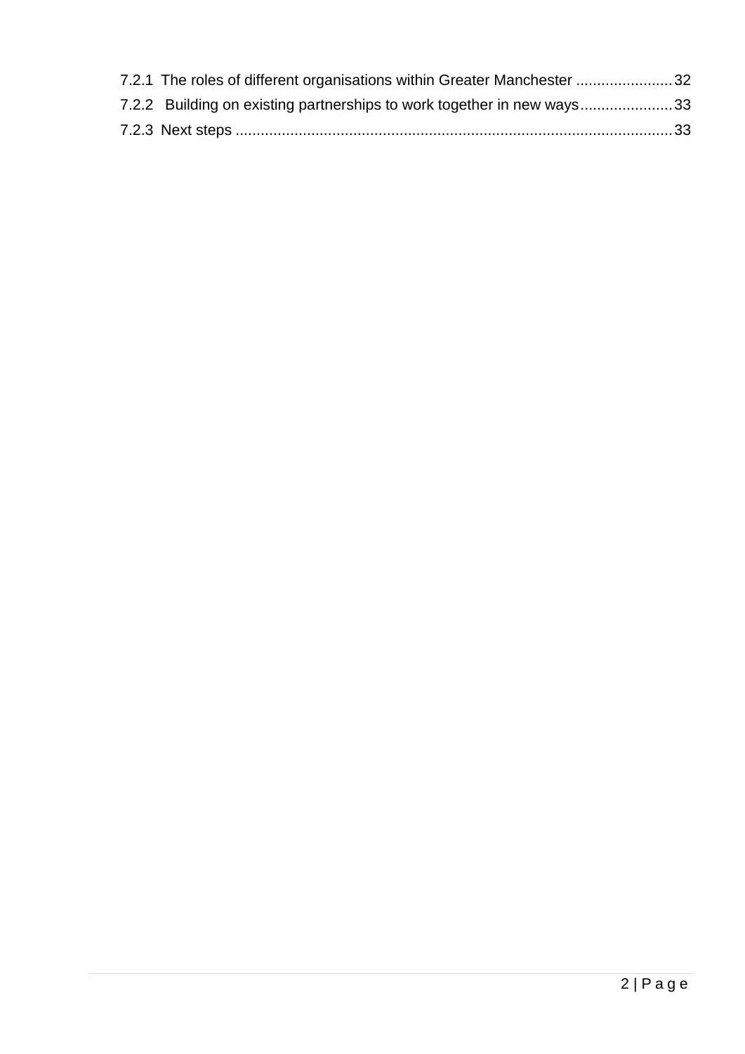7.2.1 The roles of different organisations within Greater Manchester ....................... 32

7.2.2 Building on existing partnerships to work together in new ways ...................... 33

7.2.3 Next steps ........................................................................................................ 33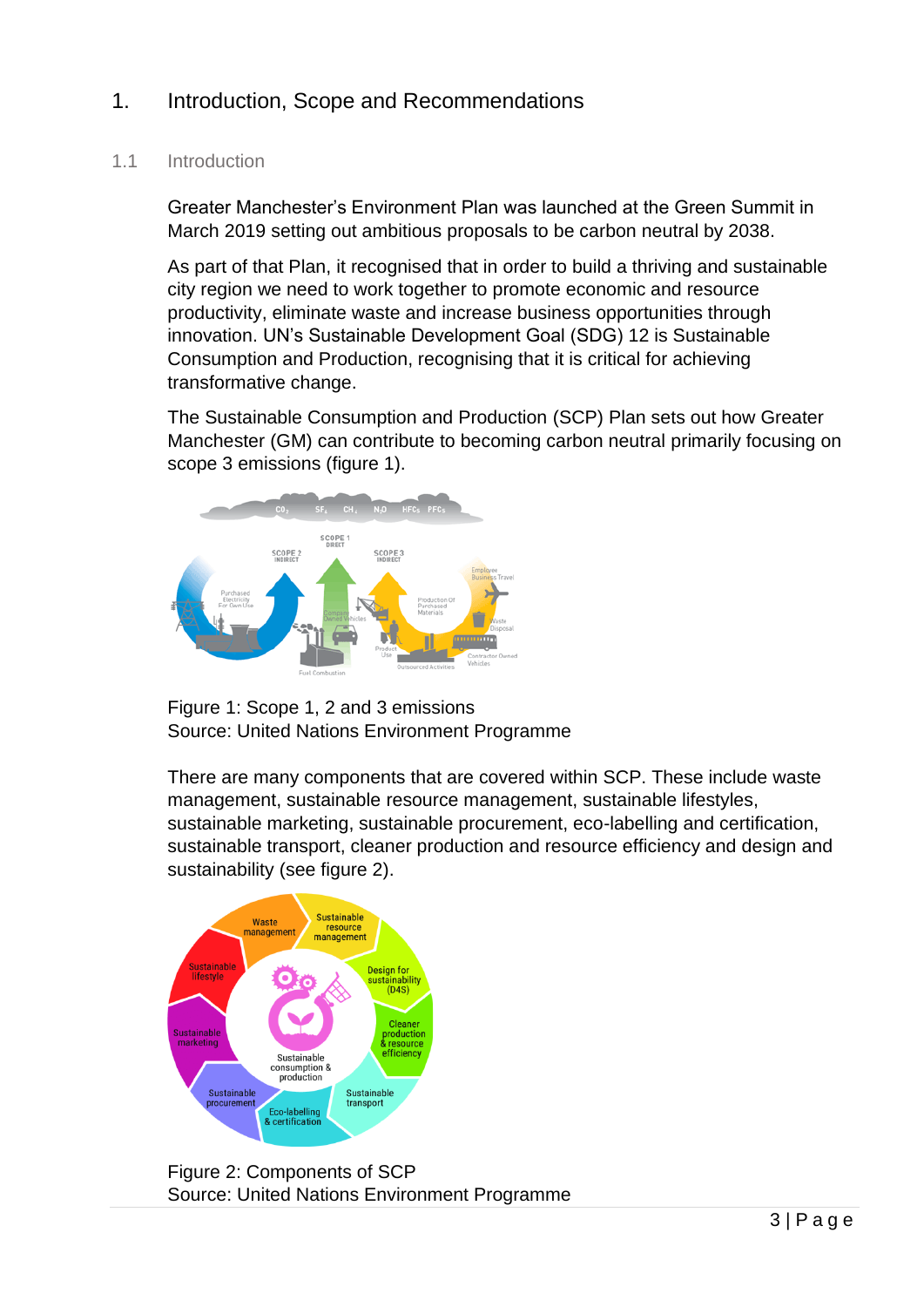# 1. Introduction, Scope and Recommendations

## 1.1 Introduction

Greater Manchester's Environment Plan was launched at the Green Summit in March 2019 setting out ambitious proposals to be carbon neutral by 2038.

As part of that Plan, it recognised that in order to build a thriving and sustainable city region we need to work together to promote economic and resource productivity, eliminate waste and increase business opportunities through innovation. UN's Sustainable Development Goal (SDG) 12 is Sustainable Consumption and Production, recognising that it is critical for achieving transformative change.

The Sustainable Consumption and Production (SCP) Plan sets out how Greater Manchester (GM) can contribute to becoming carbon neutral primarily focusing on scope 3 emissions (figure 1).

Figure 1: Scope 1, 2 and 3 emissions
Source: United Nations Environment Programme

There are many components that are covered within SCP. These include waste management, sustainable resource management, sustainable lifestyles, sustainable marketing, sustainable procurement, eco-labelling and certification, sustainable transport, cleaner production and resource efficiency and design and sustainability (see figure 2).

Figure 2: Components of SCP
Source: United Nations Environment Programme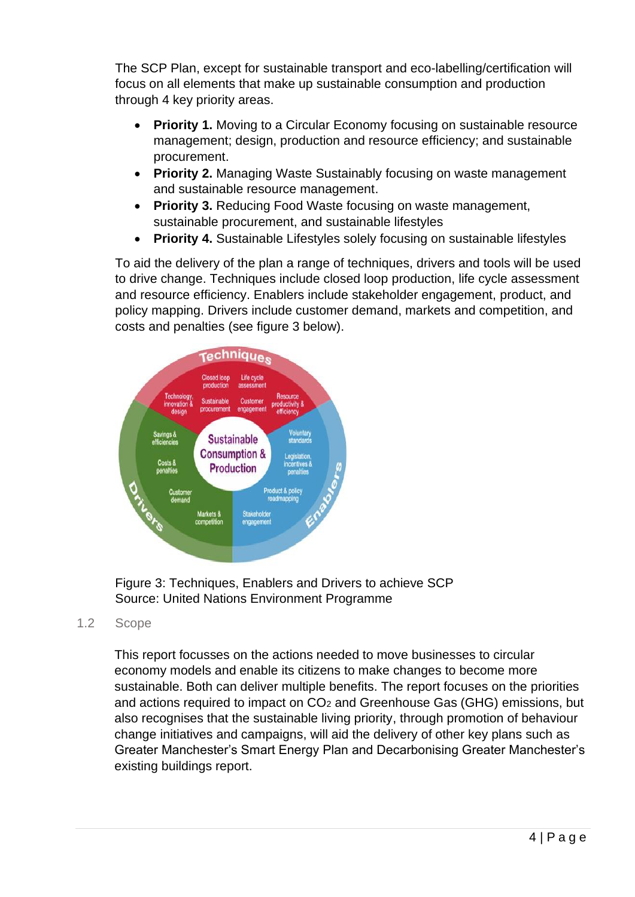The SCP Plan, except for sustainable transport and eco-labelling/certification will focus on all elements that make up sustainable consumption and production through 4 key priority areas.

- **Priority 1.** Moving to a Circular Economy focusing on sustainable resource management; design, production and resource efficiency; and sustainable procurement.
- **Priority 2.** Managing Waste Sustainably focusing on waste management and sustainable resource management.
- **Priority 3.** Reducing Food Waste focusing on waste management, sustainable procurement, and sustainable lifestyles
- **Priority 4.** Sustainable Lifestyles solely focusing on sustainable lifestyles

To aid the delivery of the plan a range of techniques, drivers and tools will be used to drive change. Techniques include closed loop production, life cycle assessment and resource efficiency. Enablers include stakeholder engagement, product, and policy mapping. Drivers include customer demand, markets and competition, and costs and penalties (see figure 3 below).

Figure 3: Techniques, Enablers and Drivers to achieve SCP
Source: United Nations Environment Programme

## 1.2 Scope

This report focusses on the actions needed to move businesses to circular economy models and enable its citizens to make changes to become more sustainable. Both can deliver multiple benefits. The report focuses on the priorities and actions required to impact on $CO_2$ and Greenhouse Gas (GHG) emissions, but also recognises that the sustainable living priority, through promotion of behaviour change initiatives and campaigns, will aid the delivery of other key plans such as Greater Manchester's Smart Energy Plan and Decarbonising Greater Manchester's existing buildings report.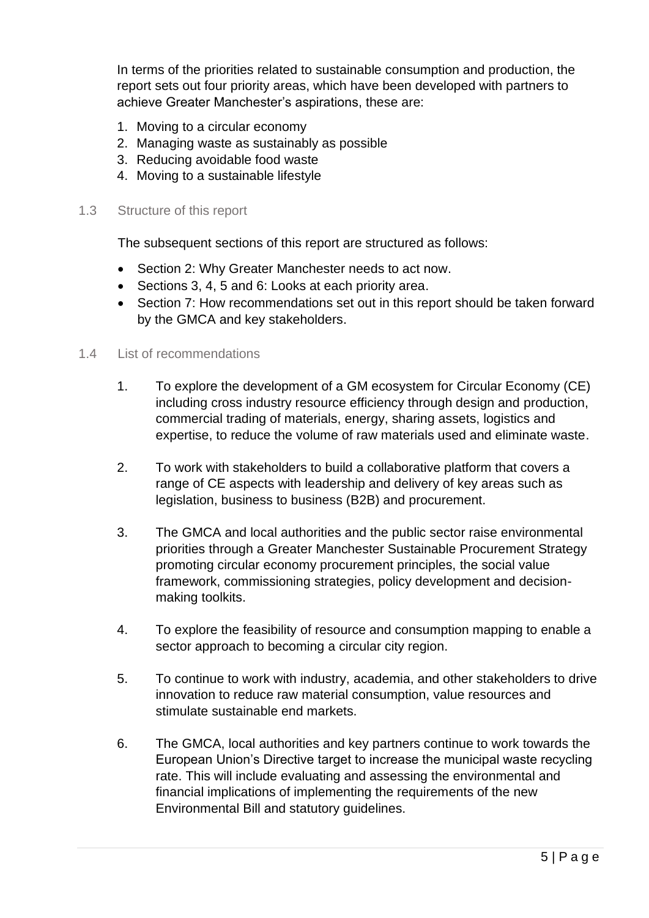In terms of the priorities related to sustainable consumption and production, the report sets out four priority areas, which have been developed with partners to achieve Greater Manchester's aspirations, these are:

1. Moving to a circular economy
2. Managing waste as sustainably as possible
3. Reducing avoidable food waste
4. Moving to a sustainable lifestyle

### 1.3 Structure of this report

The subsequent sections of this report are structured as follows:

- Section 2: Why Greater Manchester needs to act now.
- Sections 3, 4, 5 and 6: Looks at each priority area.
- Section 7: How recommendations set out in this report should be taken forward by the GMCA and key stakeholders.

### 1.4 List of recommendations

1. To explore the development of a GM ecosystem for Circular Economy (CE) including cross industry resource efficiency through design and production, commercial trading of materials, energy, sharing assets, logistics and expertise, to reduce the volume of raw materials used and eliminate waste.

2. To work with stakeholders to build a collaborative platform that covers a range of CE aspects with leadership and delivery of key areas such as legislation, business to business (B2B) and procurement.

3. The GMCA and local authorities and the public sector raise environmental priorities through a Greater Manchester Sustainable Procurement Strategy promoting circular economy procurement principles, the social value framework, commissioning strategies, policy development and decision-making toolkits.

4. To explore the feasibility of resource and consumption mapping to enable a sector approach to becoming a circular city region.

5. To continue to work with industry, academia, and other stakeholders to drive innovation to reduce raw material consumption, value resources and stimulate sustainable end markets.

6. The GMCA, local authorities and key partners continue to work towards the European Union's Directive target to increase the municipal waste recycling rate. This will include evaluating and assessing the environmental and financial implications of implementing the requirements of the new Environmental Bill and statutory guidelines.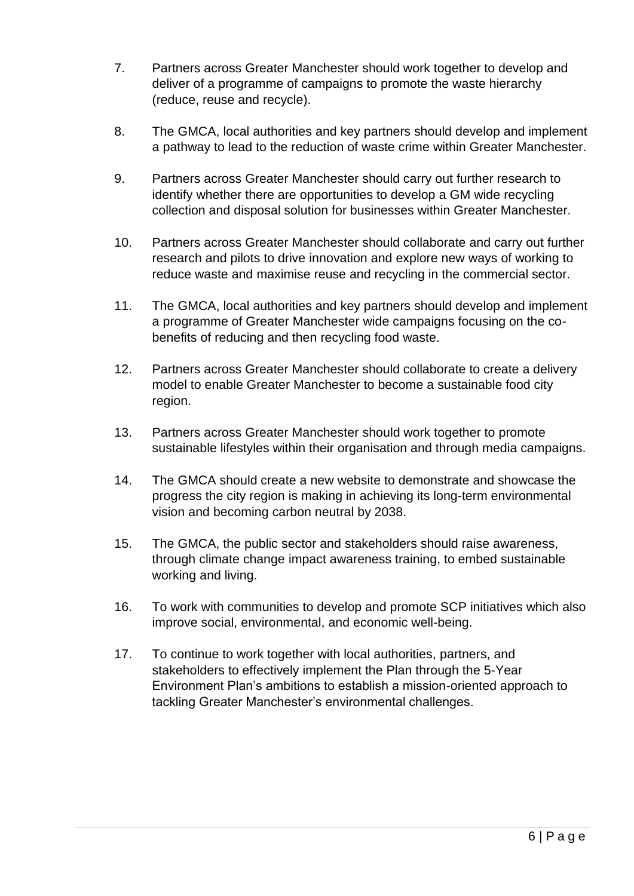7. Partners across Greater Manchester should work together to develop and deliver of a programme of campaigns to promote the waste hierarchy (reduce, reuse and recycle).

8. The GMCA, local authorities and key partners should develop and implement a pathway to lead to the reduction of waste crime within Greater Manchester.

9. Partners across Greater Manchester should carry out further research to identify whether there are opportunities to develop a GM wide recycling collection and disposal solution for businesses within Greater Manchester.

10. Partners across Greater Manchester should collaborate and carry out further research and pilots to drive innovation and explore new ways of working to reduce waste and maximise reuse and recycling in the commercial sector.

11. The GMCA, local authorities and key partners should develop and implement a programme of Greater Manchester wide campaigns focusing on the co-benefits of reducing and then recycling food waste.

12. Partners across Greater Manchester should collaborate to create a delivery model to enable Greater Manchester to become a sustainable food city region.

13. Partners across Greater Manchester should work together to promote sustainable lifestyles within their organisation and through media campaigns.

14. The GMCA should create a new website to demonstrate and showcase the progress the city region is making in achieving its long-term environmental vision and becoming carbon neutral by 2038.

15. The GMCA, the public sector and stakeholders should raise awareness, through climate change impact awareness training, to embed sustainable working and living.

16. To work with communities to develop and promote SCP initiatives which also improve social, environmental, and economic well-being.

17. To continue to work together with local authorities, partners, and stakeholders to effectively implement the Plan through the 5-Year Environment Plan's ambitions to establish a mission-oriented approach to tackling Greater Manchester's environmental challenges.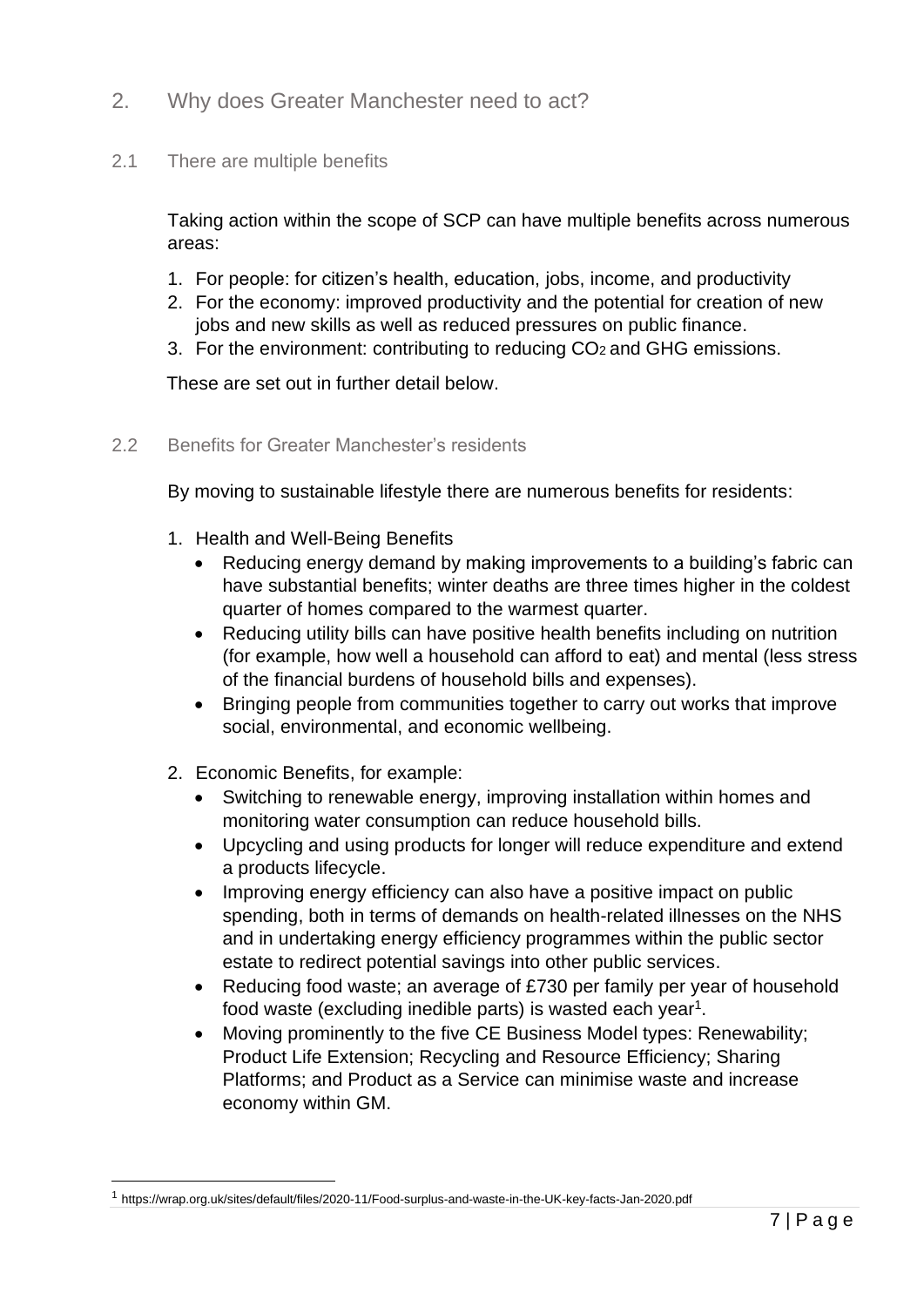## 2. Why does Greater Manchester need to act?

### 2.1 There are multiple benefits

Taking action within the scope of SCP can have multiple benefits across numerous areas:

1. For people: for citizen's health, education, jobs, income, and productivity
2. For the economy: improved productivity and the potential for creation of new jobs and new skills as well as reduced pressures on public finance.
3. For the environment: contributing to reducing $CO_2$ and GHG emissions.

These are set out in further detail below.

### 2.2 Benefits for Greater Manchester's residents

By moving to sustainable lifestyle there are numerous benefits for residents:

1. Health and Well-Being Benefits
   - Reducing energy demand by making improvements to a building's fabric can have substantial benefits; winter deaths are three times higher in the coldest quarter of homes compared to the warmest quarter.
   - Reducing utility bills can have positive health benefits including on nutrition (for example, how well a household can afford to eat) and mental (less stress of the financial burdens of household bills and expenses).
   - Bringing people from communities together to carry out works that improve social, environmental, and economic wellbeing.
2. Economic Benefits, for example:
   - Switching to renewable energy, improving installation within homes and monitoring water consumption can reduce household bills.
   - Upcycling and using products for longer will reduce expenditure and extend a products lifecycle.
   - Improving energy efficiency can also have a positive impact on public spending, both in terms of demands on health-related illnesses on the NHS and in undertaking energy efficiency programmes within the public sector estate to redirect potential savings into other public services.
   - Reducing food waste; an average of £730 per family per year of household food waste (excluding inedible parts) is wasted each year[1].
   - Moving prominently to the five CE Business Model types: Renewability; Product Life Extension; Recycling and Resource Efficiency; Sharing Platforms; and Product as a Service can minimise waste and increase economy within GM.

[1] https://wrap.org.uk/sites/default/files/2020-11/Food-surplus-and-waste-in-the-UK-key-facts-Jan-2020.pdf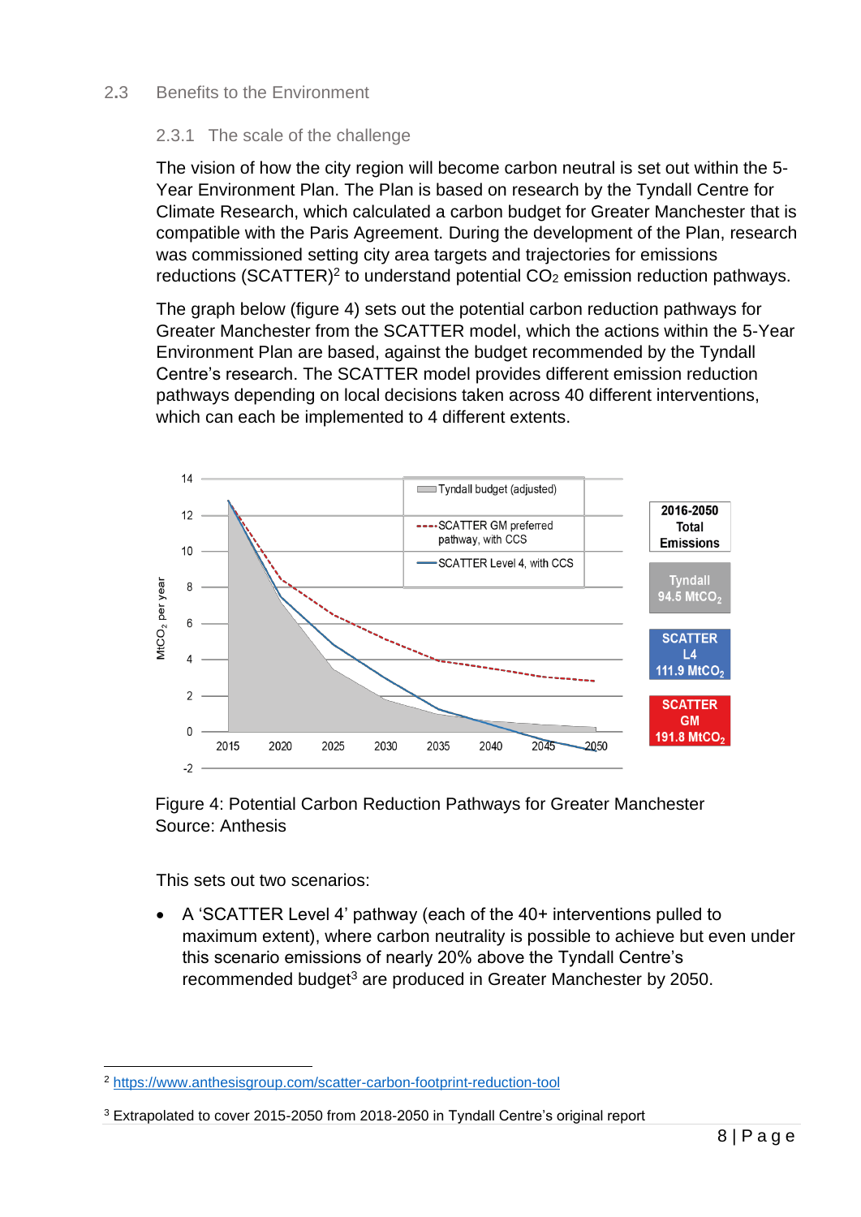## 2.3 Benefits to the Environment

### 2.3.1 The scale of the challenge

The vision of how the city region will become carbon neutral is set out within the 5-Year Environment Plan. The Plan is based on research by the Tyndall Centre for Climate Research, which calculated a carbon budget for Greater Manchester that is compatible with the Paris Agreement. During the development of the Plan, research was commissioned setting city area targets and trajectories for emissions reductions (SCATTER)[2] to understand potential $CO_2$ emission reduction pathways.

The graph below (figure 4) sets out the potential carbon reduction pathways for Greater Manchester from the SCATTER model, which the actions within the 5-Year Environment Plan are based, against the budget recommended by the Tyndall Centre's research. The SCATTER model provides different emission reduction pathways depending on local decisions taken across 40 different interventions, which can each be implemented to 4 different extents.

Figure 4: Potential Carbon Reduction Pathways for Greater Manchester
Source: Anthesis

This sets out two scenarios:

- A 'SCATTER Level 4' pathway (each of the 40+ interventions pulled to maximum extent), where carbon neutrality is possible to achieve but even under this scenario emissions of nearly 20% above the Tyndall Centre's recommended budget[3] are produced in Greater Manchester by 2050.

---

[2] https://www.anthesisgroup.com/scatter-carbon-footprint-reduction-tool

[3] Extrapolated to cover 2015-2050 from 2018-2050 in Tyndall Centre's original report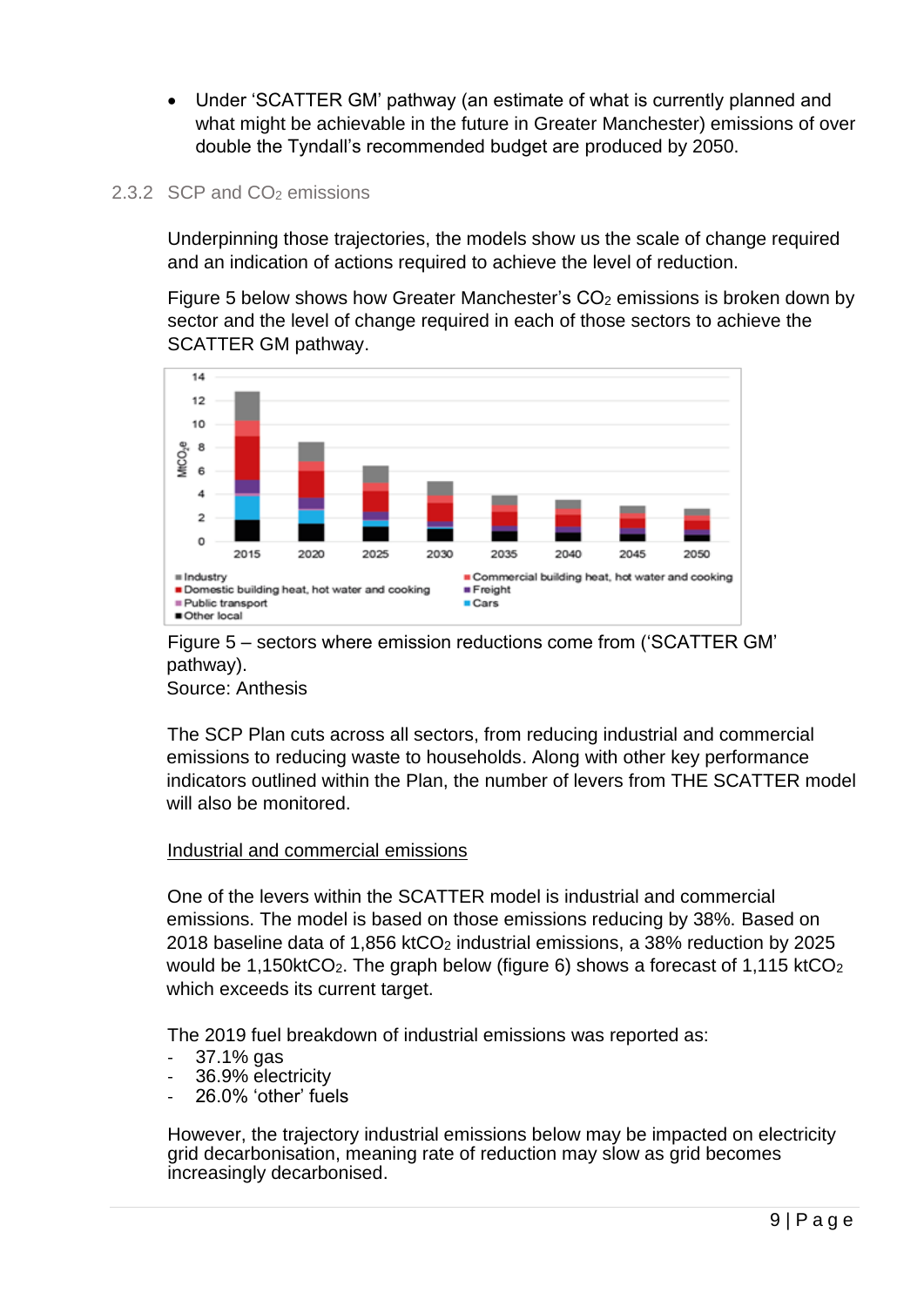- Under 'SCATTER GM' pathway (an estimate of what is currently planned and what might be achievable in the future in Greater Manchester) emissions of over double the Tyndall's recommended budget are produced by 2050.

### 2.3.2 SCP and $CO_2$ emissions

Underpinning those trajectories, the models show us the scale of change required and an indication of actions required to achieve the level of reduction.

Figure 5 below shows how Greater Manchester's $CO_2$ emissions is broken down by sector and the level of change required in each of those sectors to achieve the SCATTER GM pathway.

Figure 5 – sectors where emission reductions come from ('SCATTER GM' pathway).
Source: Anthesis

The SCP Plan cuts across all sectors, from reducing industrial and commercial emissions to reducing waste to households. Along with other key performance indicators outlined within the Plan, the number of levers from THE SCATTER model will also be monitored.

<u>Industrial and commercial emissions</u>

One of the levers within the SCATTER model is industrial and commercial emissions. The model is based on those emissions reducing by 38%. Based on 2018 baseline data of 1,856 kt$CO_2$ industrial emissions, a 38% reduction by 2025 would be 1,150kt$CO_2$. The graph below (figure 6) shows a forecast of 1,115 kt$CO_2$ which exceeds its current target.

The 2019 fuel breakdown of industrial emissions was reported as:

- 37.1% gas
- 36.9% electricity
- 26.0% 'other' fuels

However, the trajectory industrial emissions below may be impacted on electricity grid decarbonisation, meaning rate of reduction may slow as grid becomes increasingly decarbonised.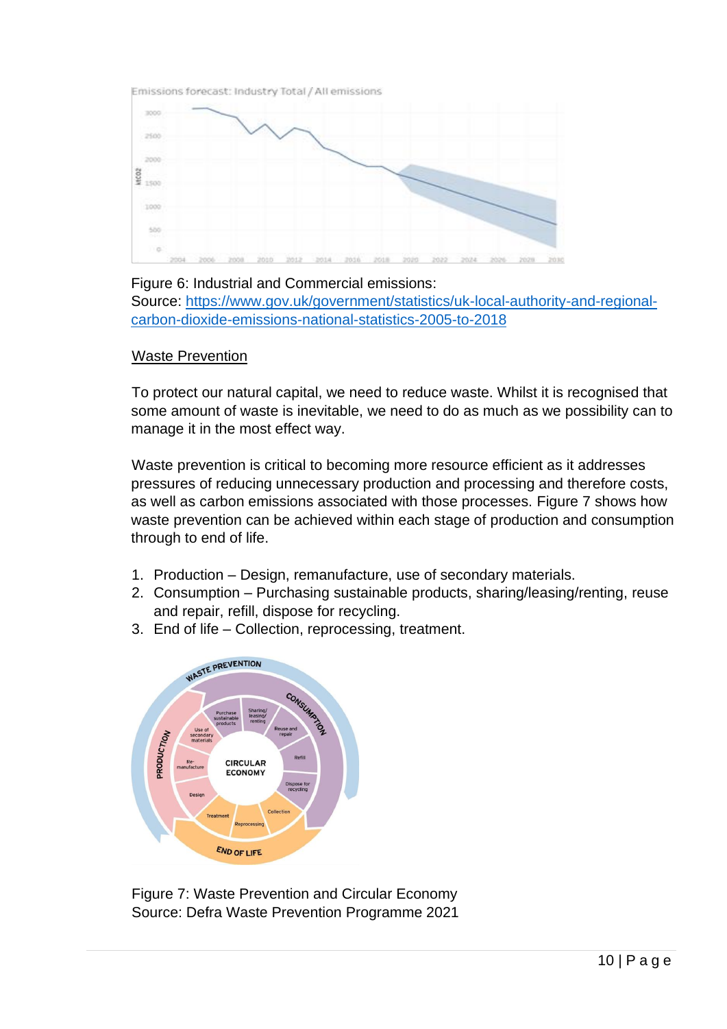Figure 6: Industrial and Commercial emissions:
Source: https://www.gov.uk/government/statistics/uk-local-authority-and-regional-carbon-dioxide-emissions-national-statistics-2005-to-2018

## Waste Prevention

To protect our natural capital, we need to reduce waste. Whilst it is recognised that some amount of waste is inevitable, we need to do as much as we possibility can to manage it in the most effect way.

Waste prevention is critical to becoming more resource efficient as it addresses pressures of reducing unnecessary production and processing and therefore costs, as well as carbon emissions associated with those processes. Figure 7 shows how waste prevention can be achieved within each stage of production and consumption through to end of life.

1. Production – Design, remanufacture, use of secondary materials.
2. Consumption – Purchasing sustainable products, sharing/leasing/renting, reuse and repair, refill, dispose for recycling.
3. End of life – Collection, reprocessing, treatment.

Figure 7: Waste Prevention and Circular Economy
Source: Defra Waste Prevention Programme 2021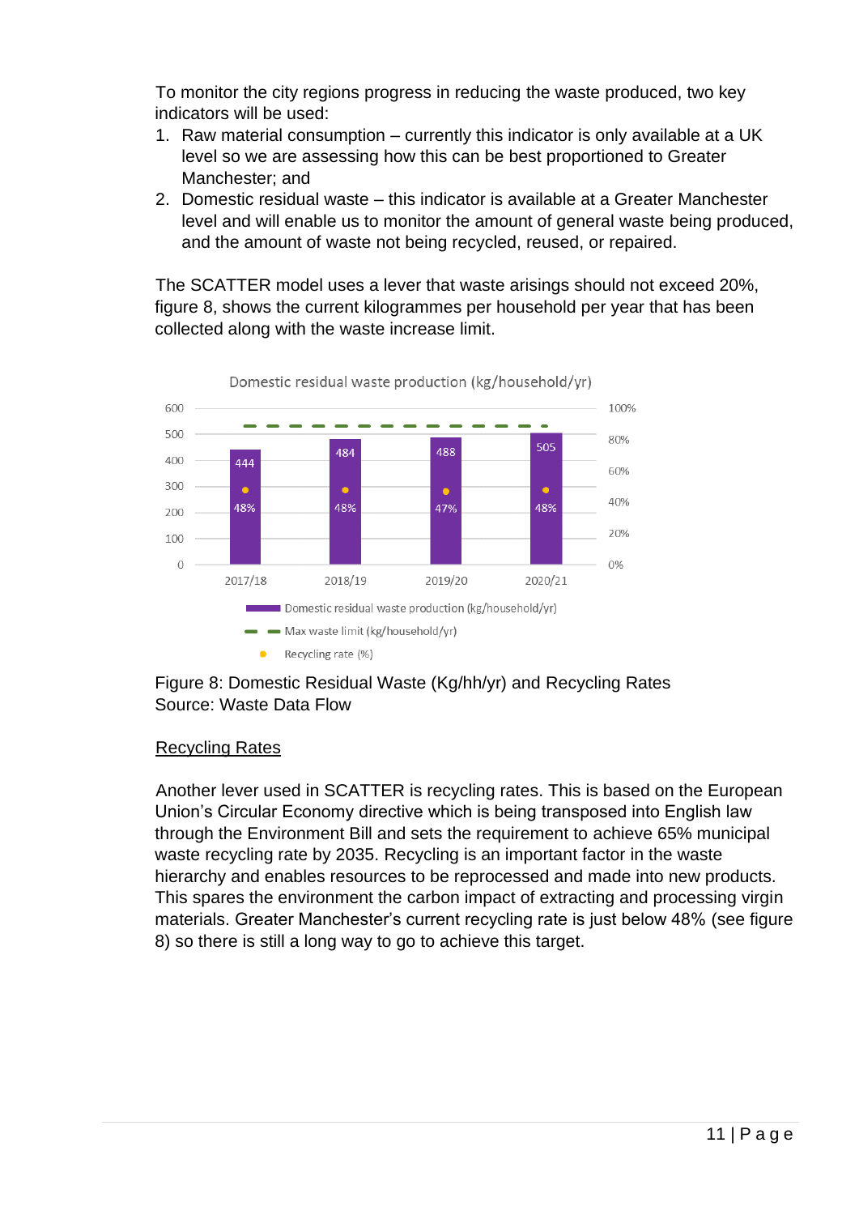To monitor the city regions progress in reducing the waste produced, two key indicators will be used:

1. Raw material consumption – currently this indicator is only available at a UK level so we are assessing how this can be best proportioned to Greater Manchester; and
2. Domestic residual waste – this indicator is available at a Greater Manchester level and will enable us to monitor the amount of general waste being produced, and the amount of waste not being recycled, reused, or repaired.

The SCATTER model uses a lever that waste arisings should not exceed 20%, figure 8, shows the current kilogrammes per household per year that has been collected along with the waste increase limit.

Domestic residual waste production (kg/household/yr)

| | 2017/18 | 2018/19 | 2019/20 | 2020/21 |
|---|---|---|---|---|
| Domestic residual waste production (kg/household/yr) | 444 | 484 | 488 | 505 |
| Recycling rate (%) | 48% | 48% | 47% | 48% |

Figure 8: Domestic Residual Waste (Kg/hh/yr) and Recycling Rates
Source: Waste Data Flow

## Recycling Rates

Another lever used in SCATTER is recycling rates. This is based on the European Union's Circular Economy directive which is being transposed into English law through the Environment Bill and sets the requirement to achieve 65% municipal waste recycling rate by 2035. Recycling is an important factor in the waste hierarchy and enables resources to be reprocessed and made into new products. This spares the environment the carbon impact of extracting and processing virgin materials. Greater Manchester's current recycling rate is just below 48% (see figure 8) so there is still a long way to go to achieve this target.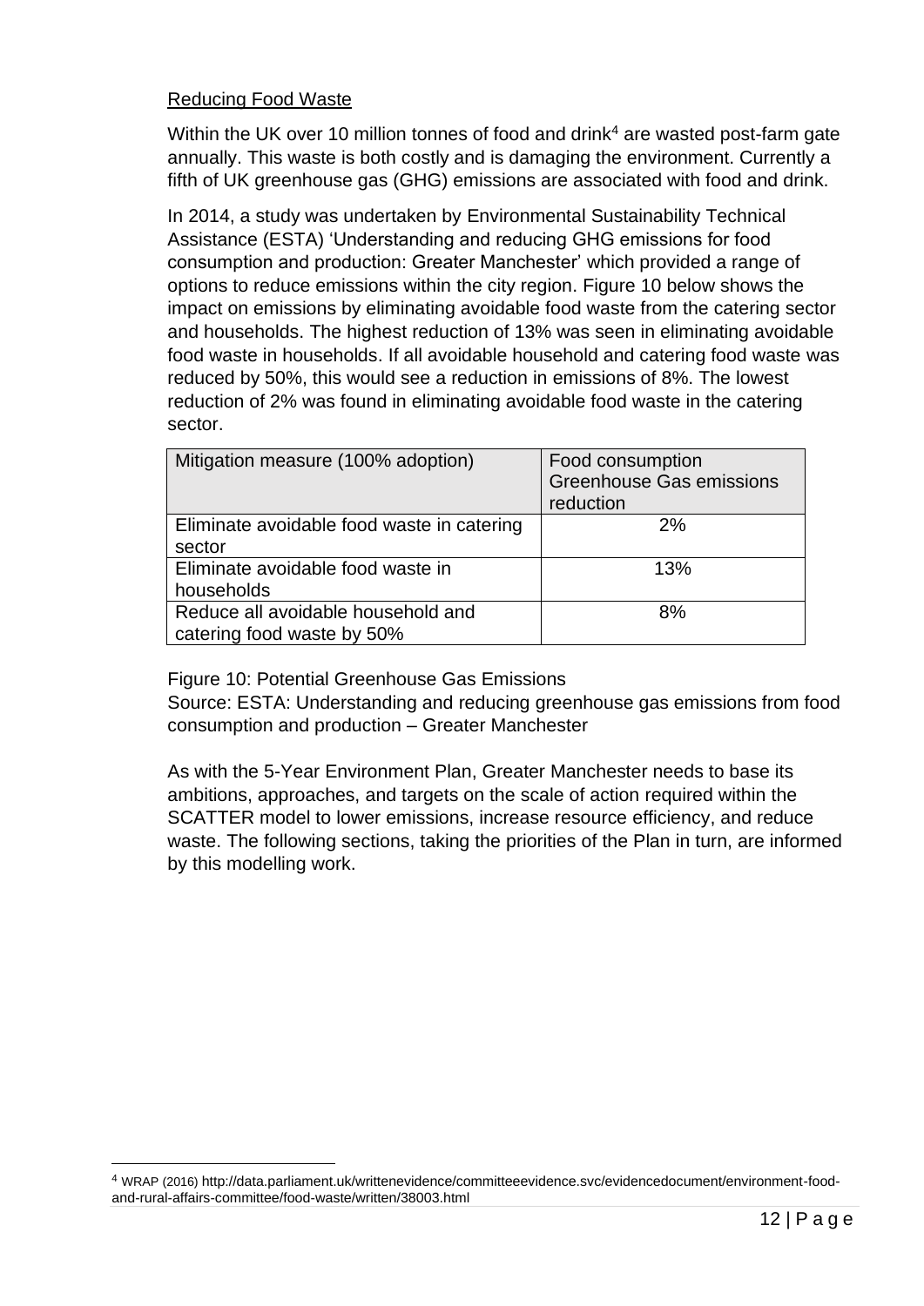Reducing Food Waste

Within the UK over 10 million tonnes of food and drink[4] are wasted post-farm gate annually. This waste is both costly and is damaging the environment. Currently a fifth of UK greenhouse gas (GHG) emissions are associated with food and drink.

In 2014, a study was undertaken by Environmental Sustainability Technical Assistance (ESTA) 'Understanding and reducing GHG emissions for food consumption and production: Greater Manchester' which provided a range of options to reduce emissions within the city region. Figure 10 below shows the impact on emissions by eliminating avoidable food waste from the catering sector and households. The highest reduction of 13% was seen in eliminating avoidable food waste in households. If all avoidable household and catering food waste was reduced by 50%, this would see a reduction in emissions of 8%. The lowest reduction of 2% was found in eliminating avoidable food waste in the catering sector.

| Mitigation measure (100% adoption) | Food consumption Greenhouse Gas emissions reduction |
|---|---|
| Eliminate avoidable food waste in catering sector | 2% |
| Eliminate avoidable food waste in households | 13% |
| Reduce all avoidable household and catering food waste by 50% | 8% |

Figure 10: Potential Greenhouse Gas Emissions
Source: ESTA: Understanding and reducing greenhouse gas emissions from food consumption and production – Greater Manchester

As with the 5-Year Environment Plan, Greater Manchester needs to base its ambitions, approaches, and targets on the scale of action required within the SCATTER model to lower emissions, increase resource efficiency, and reduce waste. The following sections, taking the priorities of the Plan in turn, are informed by this modelling work.

[4] WRAP (2016) http://data.parliament.uk/writtenevidence/committeeevidence.svc/evidencedocument/environment-food-and-rural-affairs-committee/food-waste/written/38003.html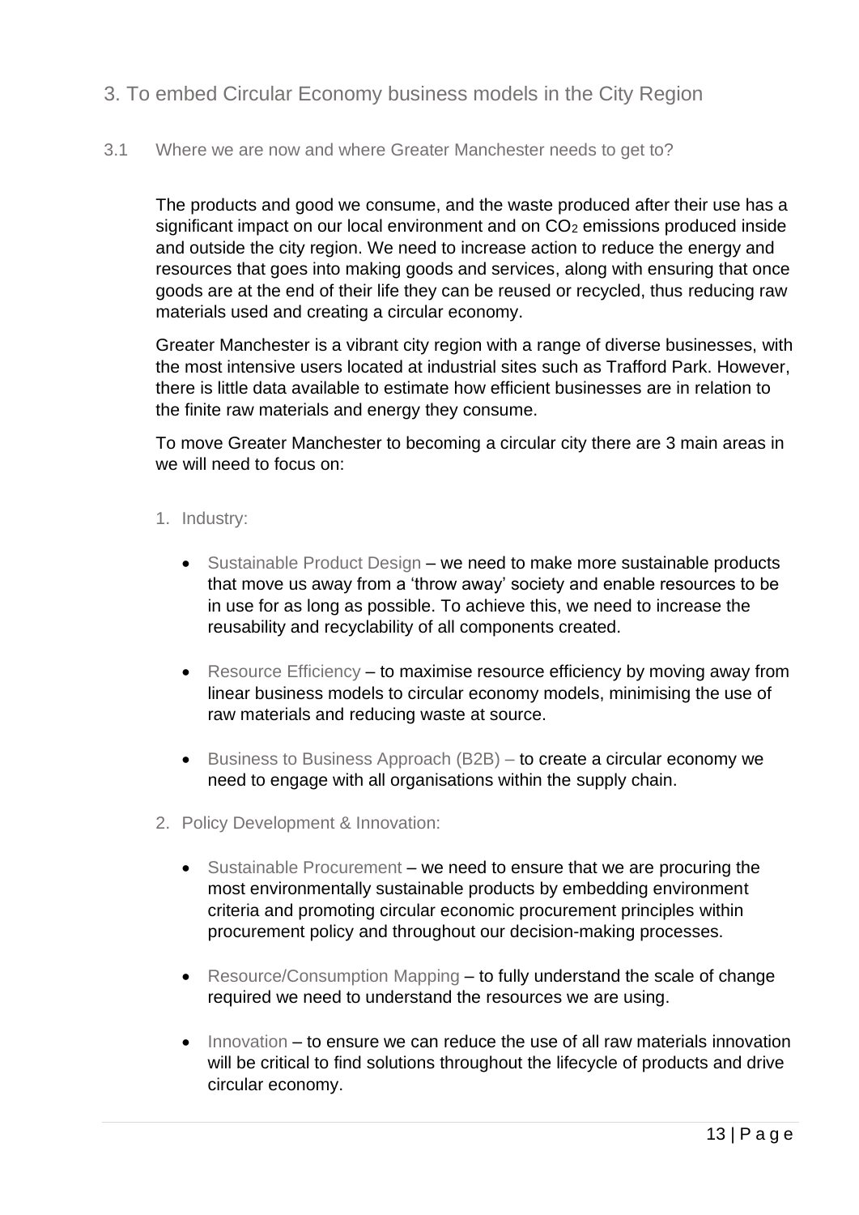## 3. To embed Circular Economy business models in the City Region

### 3.1 Where we are now and where Greater Manchester needs to get to?

The products and good we consume, and the waste produced after their use has a significant impact on our local environment and on $CO_2$ emissions produced inside and outside the city region. We need to increase action to reduce the energy and resources that goes into making goods and services, along with ensuring that once goods are at the end of their life they can be reused or recycled, thus reducing raw materials used and creating a circular economy.

Greater Manchester is a vibrant city region with a range of diverse businesses, with the most intensive users located at industrial sites such as Trafford Park. However, there is little data available to estimate how efficient businesses are in relation to the finite raw materials and energy they consume.

To move Greater Manchester to becoming a circular city there are 3 main areas in we will need to focus on:

1. Industry:

   - Sustainable Product Design – we need to make more sustainable products that move us away from a 'throw away' society and enable resources to be in use for as long as possible. To achieve this, we need to increase the reusability and recyclability of all components created.

   - Resource Efficiency – to maximise resource efficiency by moving away from linear business models to circular economy models, minimising the use of raw materials and reducing waste at source.

   - Business to Business Approach (B2B) – to create a circular economy we need to engage with all organisations within the supply chain.

2. Policy Development & Innovation:

   - Sustainable Procurement – we need to ensure that we are procuring the most environmentally sustainable products by embedding environment criteria and promoting circular economic procurement principles within procurement policy and throughout our decision-making processes.

   - Resource/Consumption Mapping – to fully understand the scale of change required we need to understand the resources we are using.

   - Innovation – to ensure we can reduce the use of all raw materials innovation will be critical to find solutions throughout the lifecycle of products and drive circular economy.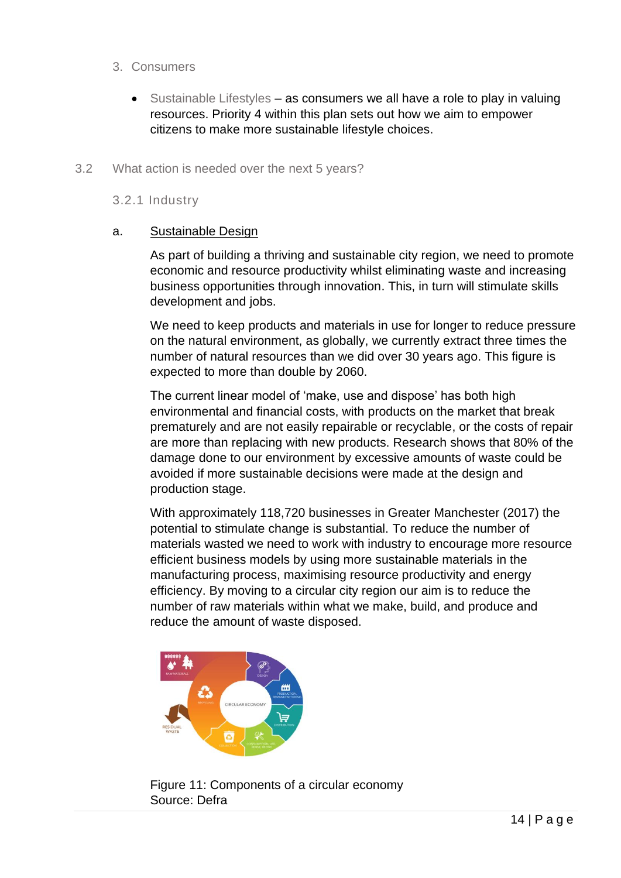3. Consumers

- Sustainable Lifestyles – as consumers we all have a role to play in valuing resources. Priority 4 within this plan sets out how we aim to empower citizens to make more sustainable lifestyle choices.

## 3.2 What action is needed over the next 5 years?

### 3.2.1 Industry

a. Sustainable Design

As part of building a thriving and sustainable city region, we need to promote economic and resource productivity whilst eliminating waste and increasing business opportunities through innovation. This, in turn will stimulate skills development and jobs.

We need to keep products and materials in use for longer to reduce pressure on the natural environment, as globally, we currently extract three times the number of natural resources than we did over 30 years ago. This figure is expected to more than double by 2060.

The current linear model of 'make, use and dispose' has both high environmental and financial costs, with products on the market that break prematurely and are not easily repairable or recyclable, or the costs of repair are more than replacing with new products. Research shows that 80% of the damage done to our environment by excessive amounts of waste could be avoided if more sustainable decisions were made at the design and production stage.

With approximately 118,720 businesses in Greater Manchester (2017) the potential to stimulate change is substantial. To reduce the number of materials wasted we need to work with industry to encourage more resource efficient business models by using more sustainable materials in the manufacturing process, maximising resource productivity and energy efficiency. By moving to a circular city region our aim is to reduce the number of raw materials within what we make, build, and produce and reduce the amount of waste disposed.

Figure 11: Components of a circular economy
Source: Defra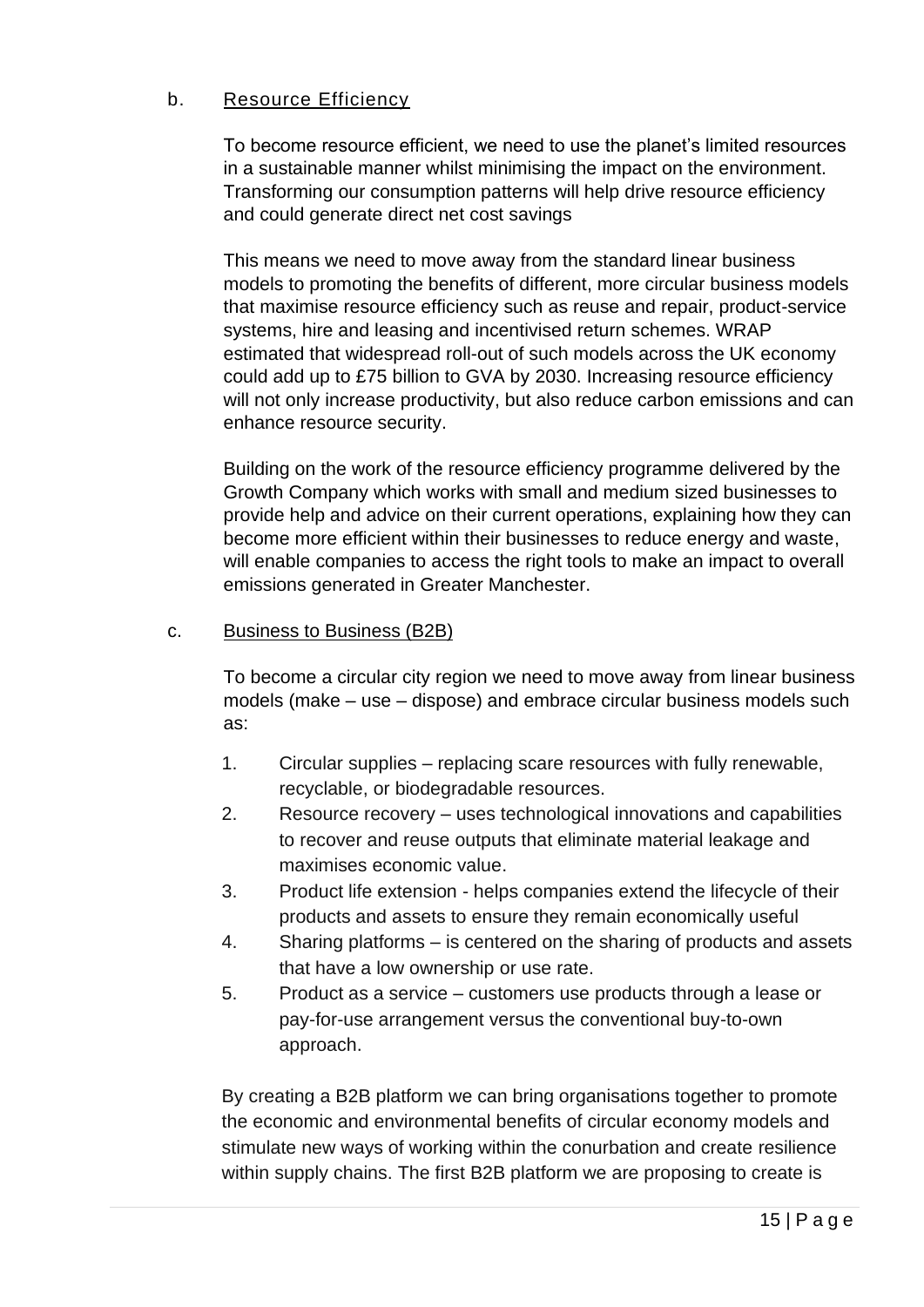b. <u>Resource Efficiency</u>

To become resource efficient, we need to use the planet's limited resources in a sustainable manner whilst minimising the impact on the environment. Transforming our consumption patterns will help drive resource efficiency and could generate direct net cost savings

This means we need to move away from the standard linear business models to promoting the benefits of different, more circular business models that maximise resource efficiency such as reuse and repair, product-service systems, hire and leasing and incentivised return schemes. WRAP estimated that widespread roll-out of such models across the UK economy could add up to £75 billion to GVA by 2030. Increasing resource efficiency will not only increase productivity, but also reduce carbon emissions and can enhance resource security.

Building on the work of the resource efficiency programme delivered by the Growth Company which works with small and medium sized businesses to provide help and advice on their current operations, explaining how they can become more efficient within their businesses to reduce energy and waste, will enable companies to access the right tools to make an impact to overall emissions generated in Greater Manchester.

c. <u>Business to Business (B2B)</u>

To become a circular city region we need to move away from linear business models (make – use – dispose) and embrace circular business models such as:

1. Circular supplies – replacing scare resources with fully renewable, recyclable, or biodegradable resources.
2. Resource recovery – uses technological innovations and capabilities to recover and reuse outputs that eliminate material leakage and maximises economic value.
3. Product life extension - helps companies extend the lifecycle of their products and assets to ensure they remain economically useful
4. Sharing platforms – is centered on the sharing of products and assets that have a low ownership or use rate.
5. Product as a service – customers use products through a lease or pay-for-use arrangement versus the conventional buy-to-own approach.

By creating a B2B platform we can bring organisations together to promote the economic and environmental benefits of circular economy models and stimulate new ways of working within the conurbation and create resilience within supply chains. The first B2B platform we are proposing to create is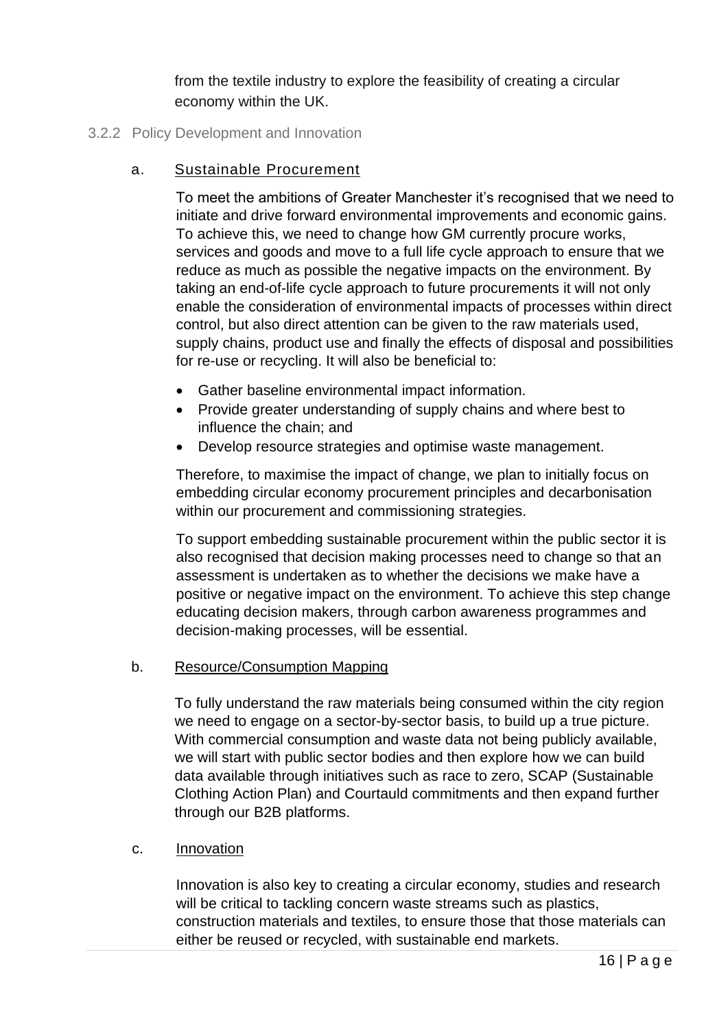from the textile industry to explore the feasibility of creating a circular economy within the UK.

### 3.2.2 Policy Development and Innovation

#### a. Sustainable Procurement

To meet the ambitions of Greater Manchester it's recognised that we need to initiate and drive forward environmental improvements and economic gains. To achieve this, we need to change how GM currently procure works, services and goods and move to a full life cycle approach to ensure that we reduce as much as possible the negative impacts on the environment. By taking an end-of-life cycle approach to future procurements it will not only enable the consideration of environmental impacts of processes within direct control, but also direct attention can be given to the raw materials used, supply chains, product use and finally the effects of disposal and possibilities for re-use or recycling. It will also be beneficial to:

- Gather baseline environmental impact information.
- Provide greater understanding of supply chains and where best to influence the chain; and
- Develop resource strategies and optimise waste management.

Therefore, to maximise the impact of change, we plan to initially focus on embedding circular economy procurement principles and decarbonisation within our procurement and commissioning strategies.

To support embedding sustainable procurement within the public sector it is also recognised that decision making processes need to change so that an assessment is undertaken as to whether the decisions we make have a positive or negative impact on the environment. To achieve this step change educating decision makers, through carbon awareness programmes and decision-making processes, will be essential.

#### b. Resource/Consumption Mapping

To fully understand the raw materials being consumed within the city region we need to engage on a sector-by-sector basis, to build up a true picture. With commercial consumption and waste data not being publicly available, we will start with public sector bodies and then explore how we can build data available through initiatives such as race to zero, SCAP (Sustainable Clothing Action Plan) and Courtauld commitments and then expand further through our B2B platforms.

#### c. Innovation

Innovation is also key to creating a circular economy, studies and research will be critical to tackling concern waste streams such as plastics, construction materials and textiles, to ensure those that those materials can either be reused or recycled, with sustainable end markets.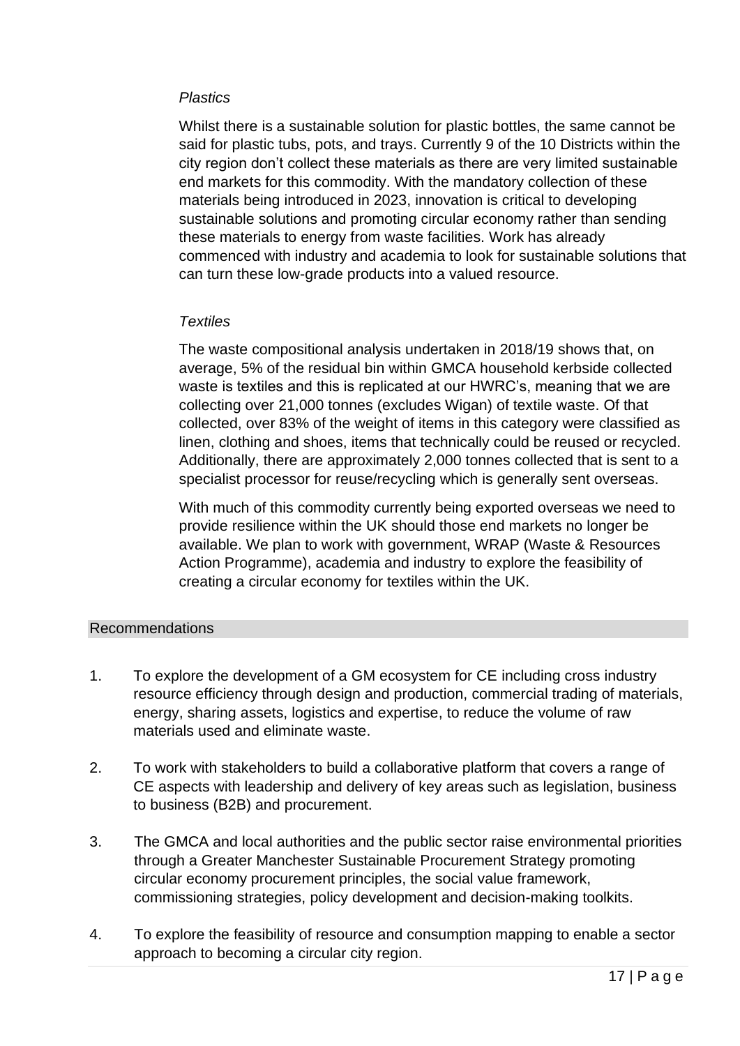*Plastics*

Whilst there is a sustainable solution for plastic bottles, the same cannot be said for plastic tubs, pots, and trays. Currently 9 of the 10 Districts within the city region don't collect these materials as there are very limited sustainable end markets for this commodity. With the mandatory collection of these materials being introduced in 2023, innovation is critical to developing sustainable solutions and promoting circular economy rather than sending these materials to energy from waste facilities. Work has already commenced with industry and academia to look for sustainable solutions that can turn these low-grade products into a valued resource.

*Textiles*

The waste compositional analysis undertaken in 2018/19 shows that, on average, 5% of the residual bin within GMCA household kerbside collected waste is textiles and this is replicated at our HWRC's, meaning that we are collecting over 21,000 tonnes (excludes Wigan) of textile waste. Of that collected, over 83% of the weight of items in this category were classified as linen, clothing and shoes, items that technically could be reused or recycled. Additionally, there are approximately 2,000 tonnes collected that is sent to a specialist processor for reuse/recycling which is generally sent overseas.

With much of this commodity currently being exported overseas we need to provide resilience within the UK should those end markets no longer be available. We plan to work with government, WRAP (Waste & Resources Action Programme), academia and industry to explore the feasibility of creating a circular economy for textiles within the UK.

## Recommendations

1. To explore the development of a GM ecosystem for CE including cross industry resource efficiency through design and production, commercial trading of materials, energy, sharing assets, logistics and expertise, to reduce the volume of raw materials used and eliminate waste.

2. To work with stakeholders to build a collaborative platform that covers a range of CE aspects with leadership and delivery of key areas such as legislation, business to business (B2B) and procurement.

3. The GMCA and local authorities and the public sector raise environmental priorities through a Greater Manchester Sustainable Procurement Strategy promoting circular economy procurement principles, the social value framework, commissioning strategies, policy development and decision-making toolkits.

4. To explore the feasibility of resource and consumption mapping to enable a sector approach to becoming a circular city region.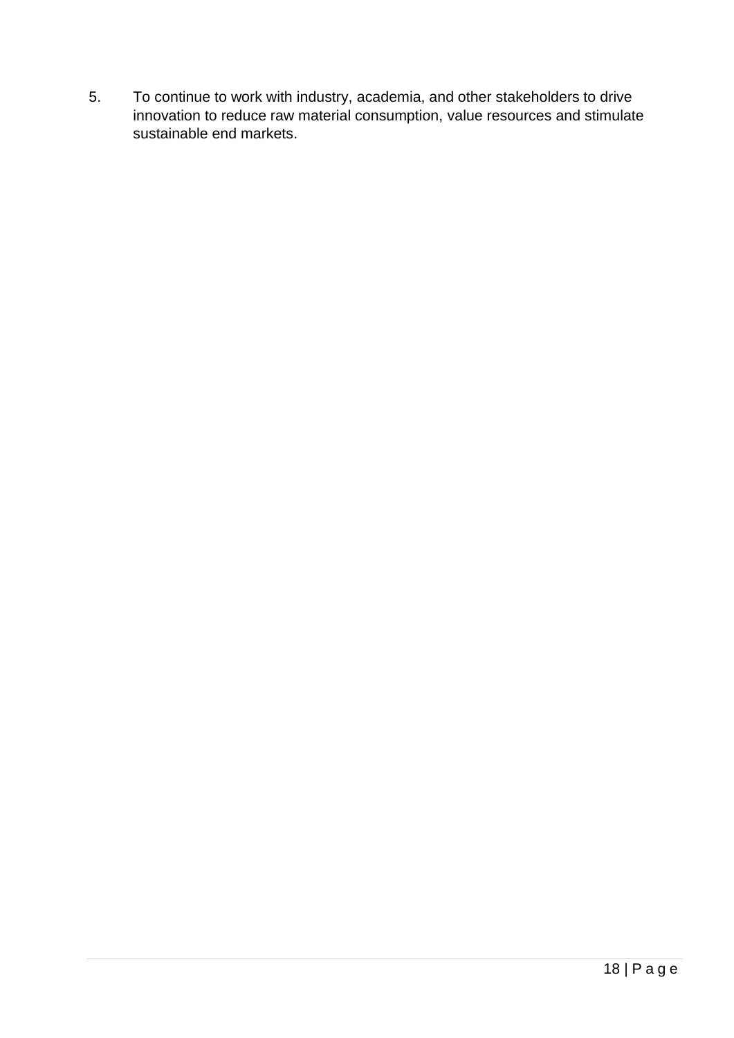5. To continue to work with industry, academia, and other stakeholders to drive innovation to reduce raw material consumption, value resources and stimulate sustainable end markets.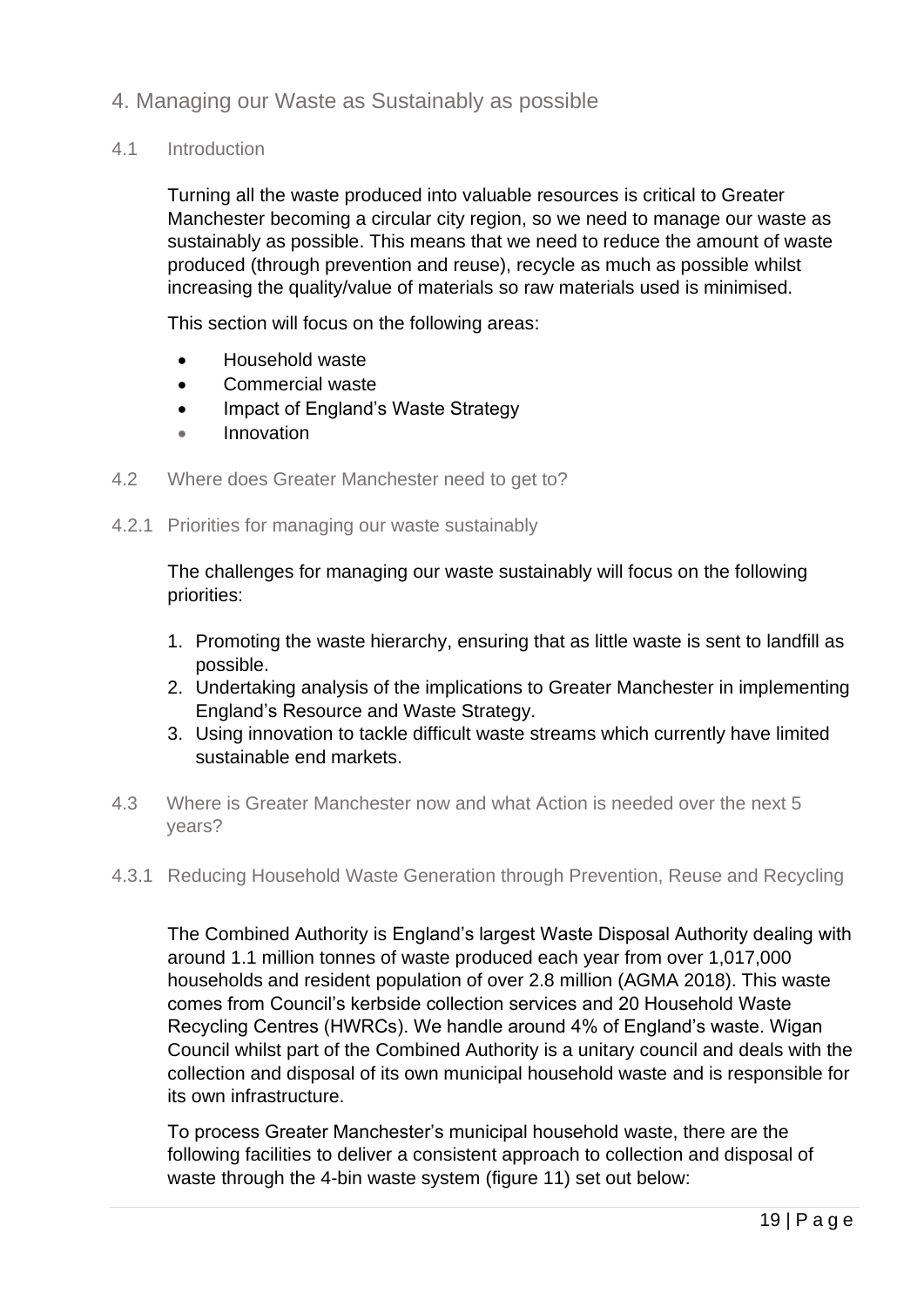## 4. Managing our Waste as Sustainably as possible

### 4.1 Introduction

Turning all the waste produced into valuable resources is critical to Greater Manchester becoming a circular city region, so we need to manage our waste as sustainably as possible. This means that we need to reduce the amount of waste produced (through prevention and reuse), recycle as much as possible whilst increasing the quality/value of materials so raw materials used is minimised.

This section will focus on the following areas:

- Household waste
- Commercial waste
- Impact of England's Waste Strategy
- Innovation

### 4.2 Where does Greater Manchester need to get to?

#### 4.2.1 Priorities for managing our waste sustainably

The challenges for managing our waste sustainably will focus on the following priorities:

1. Promoting the waste hierarchy, ensuring that as little waste is sent to landfill as possible.
2. Undertaking analysis of the implications to Greater Manchester in implementing England's Resource and Waste Strategy.
3. Using innovation to tackle difficult waste streams which currently have limited sustainable end markets.

### 4.3 Where is Greater Manchester now and what Action is needed over the next 5 years?

#### 4.3.1 Reducing Household Waste Generation through Prevention, Reuse and Recycling

The Combined Authority is England's largest Waste Disposal Authority dealing with around 1.1 million tonnes of waste produced each year from over 1,017,000 households and resident population of over 2.8 million (AGMA 2018). This waste comes from Council's kerbside collection services and 20 Household Waste Recycling Centres (HWRCs). We handle around 4% of England's waste. Wigan Council whilst part of the Combined Authority is a unitary council and deals with the collection and disposal of its own municipal household waste and is responsible for its own infrastructure.

To process Greater Manchester's municipal household waste, there are the following facilities to deliver a consistent approach to collection and disposal of waste through the 4-bin waste system (figure 11) set out below: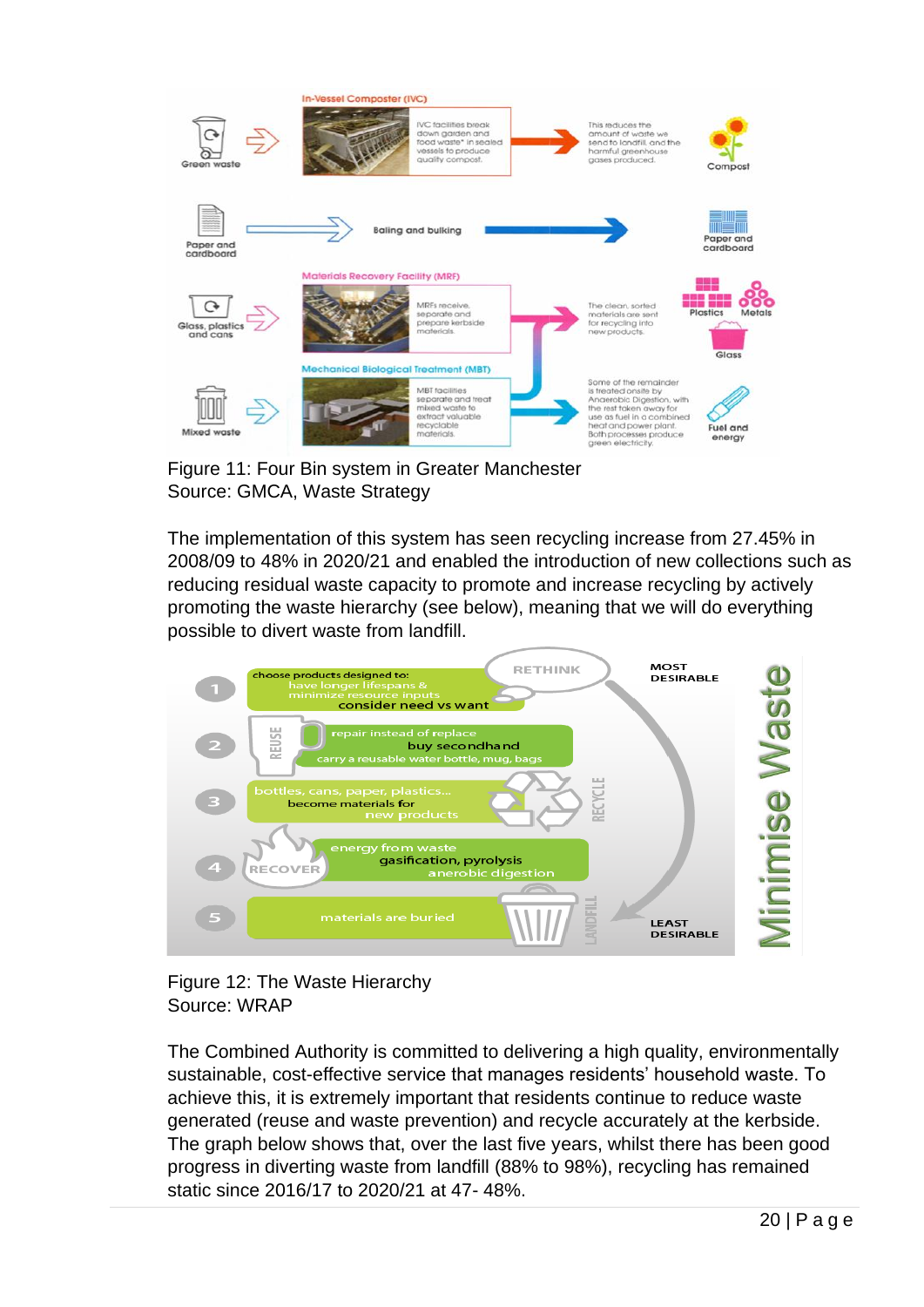Figure 11: Four Bin system in Greater Manchester
Source: GMCA, Waste Strategy

The implementation of this system has seen recycling increase from 27.45% in 2008/09 to 48% in 2020/21 and enabled the introduction of new collections such as reducing residual waste capacity to promote and increase recycling by actively promoting the waste hierarchy (see below), meaning that we will do everything possible to divert waste from landfill.

Figure 12: The Waste Hierarchy
Source: WRAP

The Combined Authority is committed to delivering a high quality, environmentally sustainable, cost-effective service that manages residents' household waste. To achieve this, it is extremely important that residents continue to reduce waste generated (reuse and waste prevention) and recycle accurately at the kerbside. The graph below shows that, over the last five years, whilst there has been good progress in diverting waste from landfill (88% to 98%), recycling has remained static since 2016/17 to 2020/21 at 47- 48%.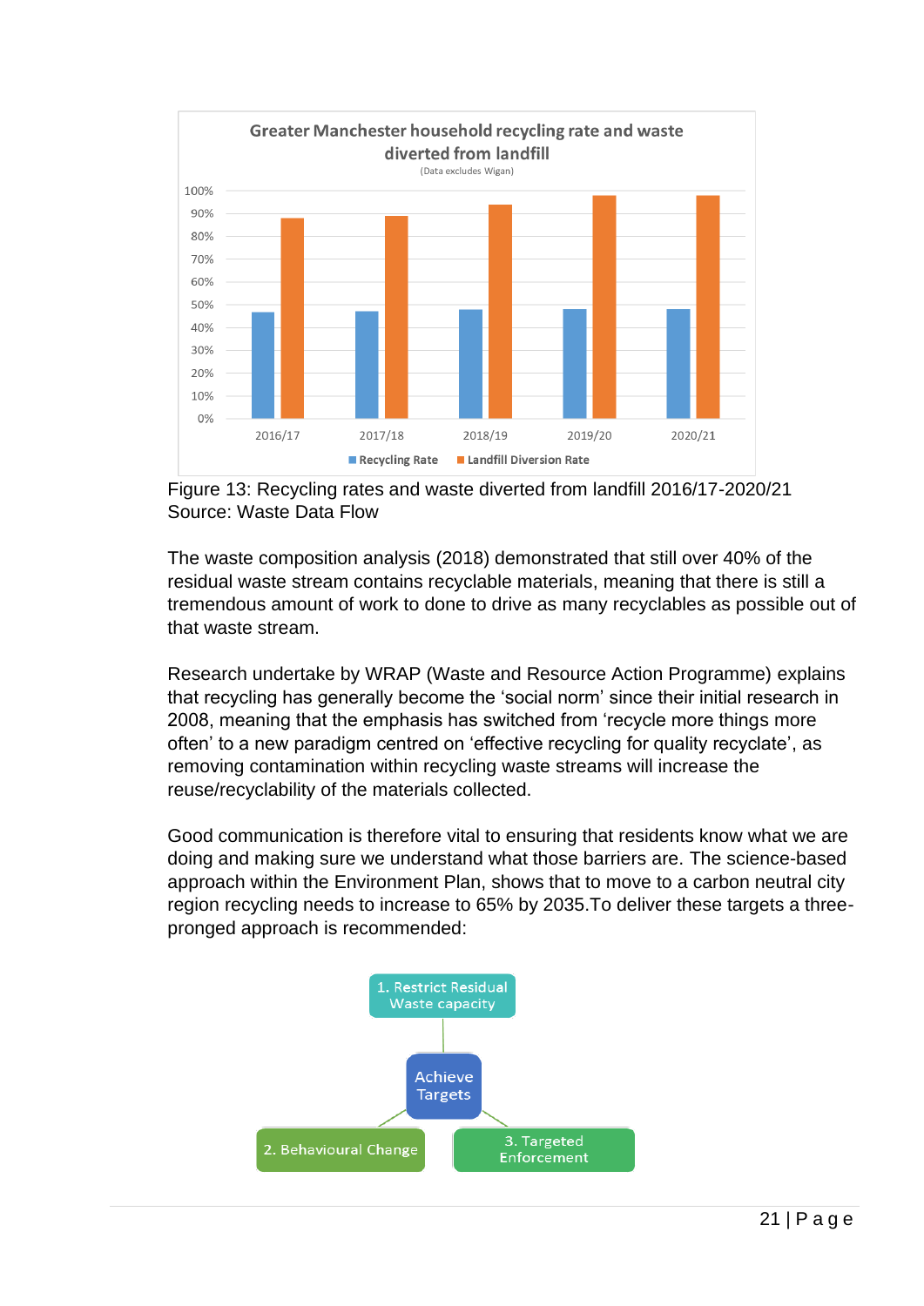**Greater Manchester household recycling rate and waste diverted from landfill**
(Data excludes Wigan)

Figure 13: Recycling rates and waste diverted from landfill 2016/17-2020/21
Source: Waste Data Flow

The waste composition analysis (2018) demonstrated that still over 40% of the residual waste stream contains recyclable materials, meaning that there is still a tremendous amount of work to done to drive as many recyclables as possible out of that waste stream.

Research undertake by WRAP (Waste and Resource Action Programme) explains that recycling has generally become the 'social norm' since their initial research in 2008, meaning that the emphasis has switched from 'recycle more things more often' to a new paradigm centred on 'effective recycling for quality recyclate', as removing contamination within recycling waste streams will increase the reuse/recyclability of the materials collected.

Good communication is therefore vital to ensuring that residents know what we are doing and making sure we understand what those barriers are. The science-based approach within the Environment Plan, shows that to move to a carbon neutral city region recycling needs to increase to 65% by 2035.To deliver these targets a three-pronged approach is recommended:

- Achieve Targets
  1. Restrict Residual Waste capacity
  2. Behavioural Change
  3. Targeted Enforcement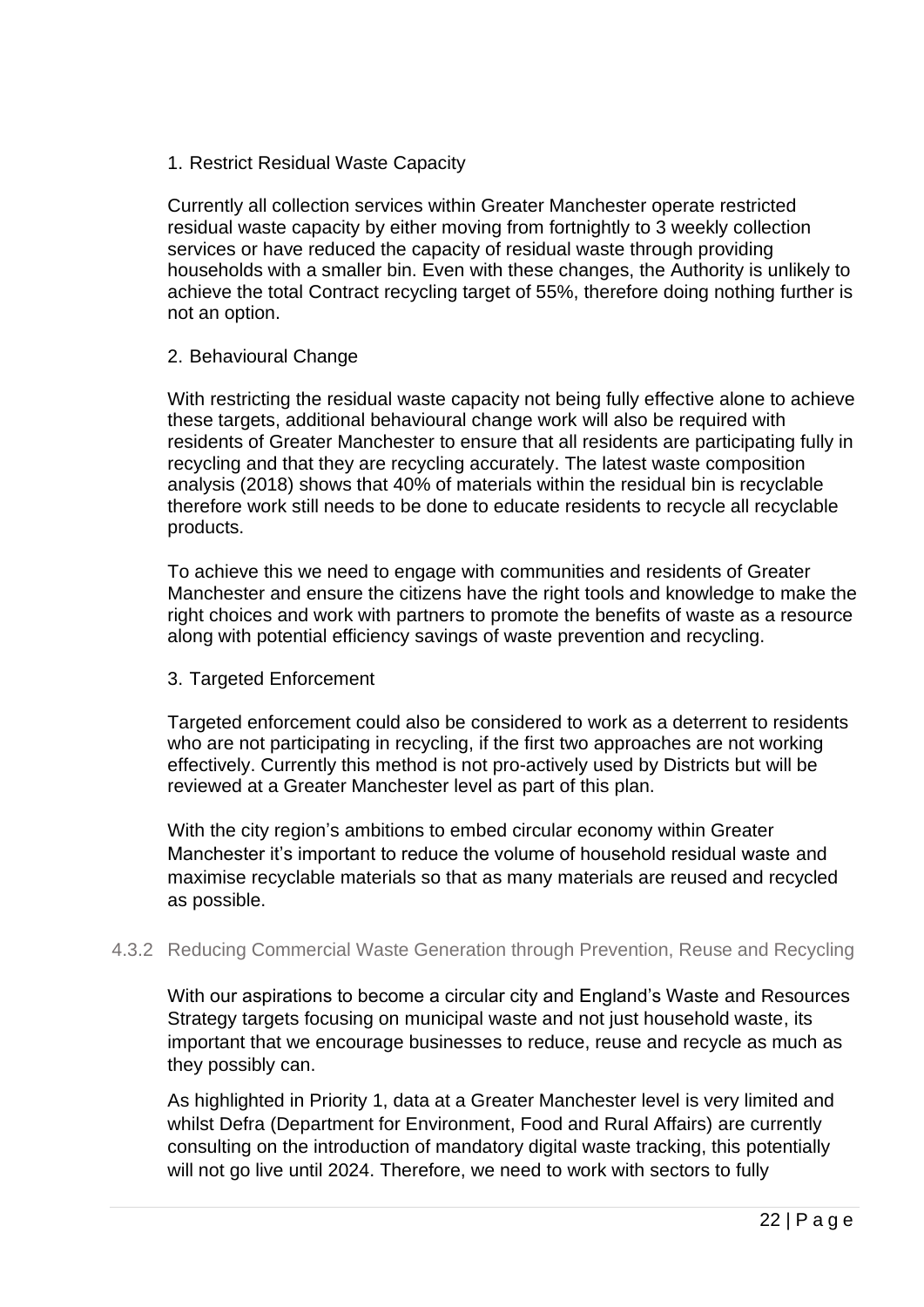1. Restrict Residual Waste Capacity

Currently all collection services within Greater Manchester operate restricted residual waste capacity by either moving from fortnightly to 3 weekly collection services or have reduced the capacity of residual waste through providing households with a smaller bin. Even with these changes, the Authority is unlikely to achieve the total Contract recycling target of 55%, therefore doing nothing further is not an option.

2. Behavioural Change

With restricting the residual waste capacity not being fully effective alone to achieve these targets, additional behavioural change work will also be required with residents of Greater Manchester to ensure that all residents are participating fully in recycling and that they are recycling accurately. The latest waste composition analysis (2018) shows that 40% of materials within the residual bin is recyclable therefore work still needs to be done to educate residents to recycle all recyclable products.

To achieve this we need to engage with communities and residents of Greater Manchester and ensure the citizens have the right tools and knowledge to make the right choices and work with partners to promote the benefits of waste as a resource along with potential efficiency savings of waste prevention and recycling.

3. Targeted Enforcement

Targeted enforcement could also be considered to work as a deterrent to residents who are not participating in recycling, if the first two approaches are not working effectively. Currently this method is not pro-actively used by Districts but will be reviewed at a Greater Manchester level as part of this plan.

With the city region's ambitions to embed circular economy within Greater Manchester it's important to reduce the volume of household residual waste and maximise recyclable materials so that as many materials are reused and recycled as possible.

### 4.3.2 Reducing Commercial Waste Generation through Prevention, Reuse and Recycling

With our aspirations to become a circular city and England's Waste and Resources Strategy targets focusing on municipal waste and not just household waste, its important that we encourage businesses to reduce, reuse and recycle as much as they possibly can.

As highlighted in Priority 1, data at a Greater Manchester level is very limited and whilst Defra (Department for Environment, Food and Rural Affairs) are currently consulting on the introduction of mandatory digital waste tracking, this potentially will not go live until 2024. Therefore, we need to work with sectors to fully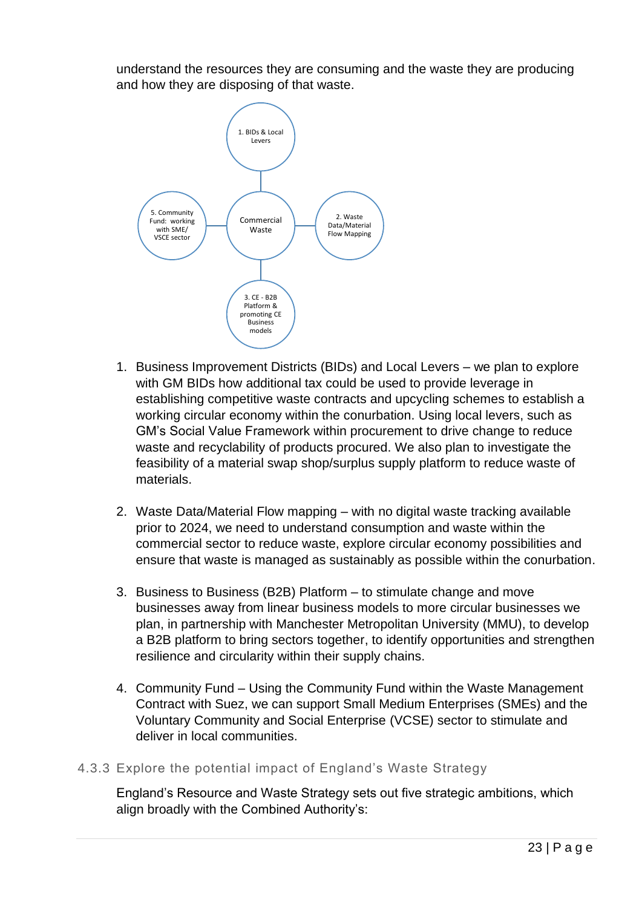understand the resources they are consuming and the waste they are producing and how they are disposing of that waste.

Commercial Waste

1. BIDs & Local Levers
2. Waste Data/Material Flow Mapping
3. CE - B2B Platform & promoting CE Business models
5. Community Fund: working with SME/ VSCE sector

1. Business Improvement Districts (BIDs) and Local Levers – we plan to explore with GM BIDs how additional tax could be used to provide leverage in establishing competitive waste contracts and upcycling schemes to establish a working circular economy within the conurbation. Using local levers, such as GM's Social Value Framework within procurement to drive change to reduce waste and recyclability of products procured. We also plan to investigate the feasibility of a material swap shop/surplus supply platform to reduce waste of materials.

2. Waste Data/Material Flow mapping – with no digital waste tracking available prior to 2024, we need to understand consumption and waste within the commercial sector to reduce waste, explore circular economy possibilities and ensure that waste is managed as sustainably as possible within the conurbation.

3. Business to Business (B2B) Platform – to stimulate change and move businesses away from linear business models to more circular businesses we plan, in partnership with Manchester Metropolitan University (MMU), to develop a B2B platform to bring sectors together, to identify opportunities and strengthen resilience and circularity within their supply chains.

4. Community Fund – Using the Community Fund within the Waste Management Contract with Suez, we can support Small Medium Enterprises (SMEs) and the Voluntary Community and Social Enterprise (VCSE) sector to stimulate and deliver in local communities.

### 4.3.3 Explore the potential impact of England's Waste Strategy

England's Resource and Waste Strategy sets out five strategic ambitions, which align broadly with the Combined Authority's: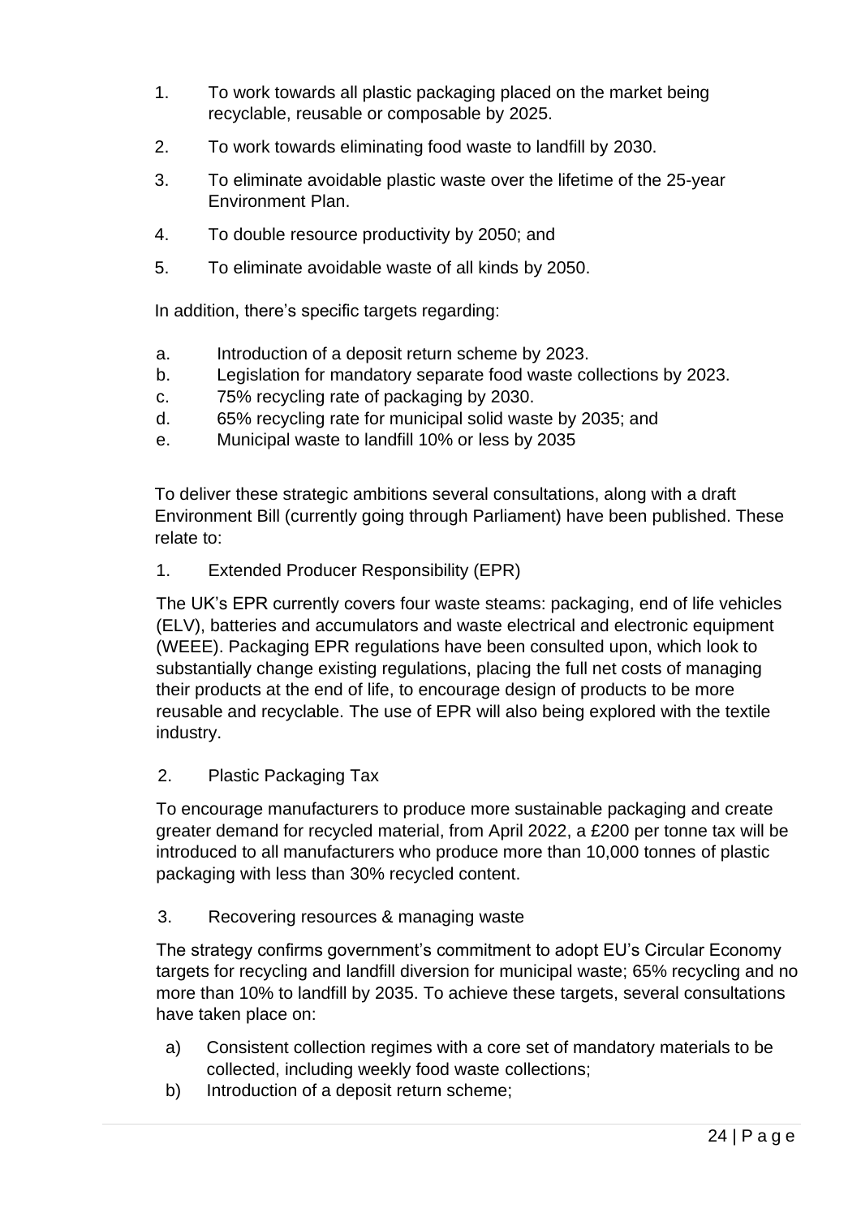1. To work towards all plastic packaging placed on the market being recyclable, reusable or composable by 2025.
2. To work towards eliminating food waste to landfill by 2030.
3. To eliminate avoidable plastic waste over the lifetime of the 25-year Environment Plan.
4. To double resource productivity by 2050; and
5. To eliminate avoidable waste of all kinds by 2050.

In addition, there's specific targets regarding:

a. Introduction of a deposit return scheme by 2023.
b. Legislation for mandatory separate food waste collections by 2023.
c. 75% recycling rate of packaging by 2030.
d. 65% recycling rate for municipal solid waste by 2035; and
e. Municipal waste to landfill 10% or less by 2035

To deliver these strategic ambitions several consultations, along with a draft Environment Bill (currently going through Parliament) have been published. These relate to:

1. Extended Producer Responsibility (EPR)

The UK's EPR currently covers four waste steams: packaging, end of life vehicles (ELV), batteries and accumulators and waste electrical and electronic equipment (WEEE). Packaging EPR regulations have been consulted upon, which look to substantially change existing regulations, placing the full net costs of managing their products at the end of life, to encourage design of products to be more reusable and recyclable. The use of EPR will also being explored with the textile industry.

2. Plastic Packaging Tax

To encourage manufacturers to produce more sustainable packaging and create greater demand for recycled material, from April 2022, a £200 per tonne tax will be introduced to all manufacturers who produce more than 10,000 tonnes of plastic packaging with less than 30% recycled content.

3. Recovering resources & managing waste

The strategy confirms government's commitment to adopt EU's Circular Economy targets for recycling and landfill diversion for municipal waste; 65% recycling and no more than 10% to landfill by 2035. To achieve these targets, several consultations have taken place on:

a) Consistent collection regimes with a core set of mandatory materials to be collected, including weekly food waste collections;
b) Introduction of a deposit return scheme;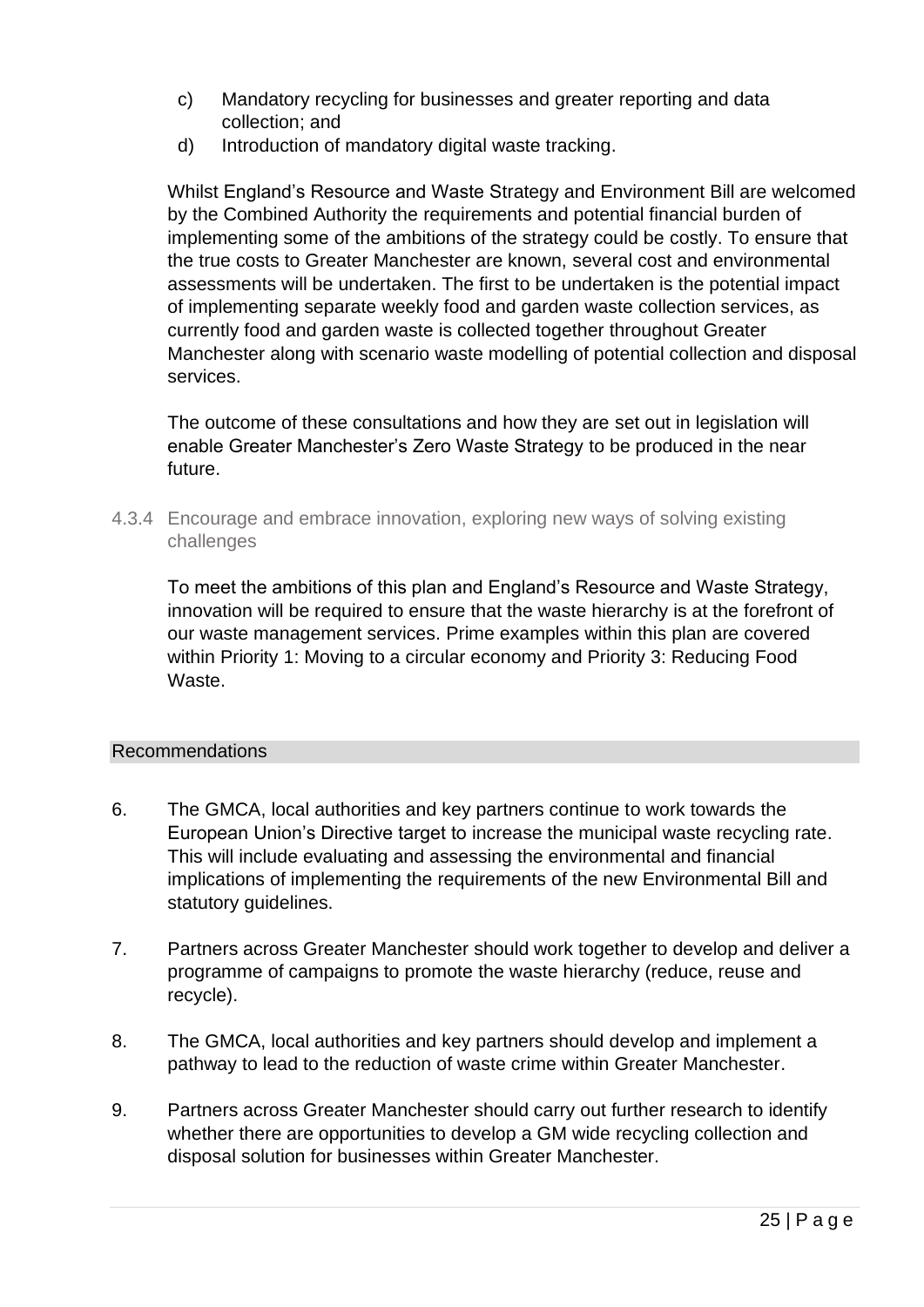c) Mandatory recycling for businesses and greater reporting and data collection; and
d) Introduction of mandatory digital waste tracking.

Whilst England's Resource and Waste Strategy and Environment Bill are welcomed by the Combined Authority the requirements and potential financial burden of implementing some of the ambitions of the strategy could be costly. To ensure that the true costs to Greater Manchester are known, several cost and environmental assessments will be undertaken. The first to be undertaken is the potential impact of implementing separate weekly food and garden waste collection services, as currently food and garden waste is collected together throughout Greater Manchester along with scenario waste modelling of potential collection and disposal services.

The outcome of these consultations and how they are set out in legislation will enable Greater Manchester's Zero Waste Strategy to be produced in the near future.

#### 4.3.4 Encourage and embrace innovation, exploring new ways of solving existing challenges

To meet the ambitions of this plan and England's Resource and Waste Strategy, innovation will be required to ensure that the waste hierarchy is at the forefront of our waste management services. Prime examples within this plan are covered within Priority 1: Moving to a circular economy and Priority 3: Reducing Food Waste.

### Recommendations

6. The GMCA, local authorities and key partners continue to work towards the European Union's Directive target to increase the municipal waste recycling rate. This will include evaluating and assessing the environmental and financial implications of implementing the requirements of the new Environmental Bill and statutory guidelines.

7. Partners across Greater Manchester should work together to develop and deliver a programme of campaigns to promote the waste hierarchy (reduce, reuse and recycle).

8. The GMCA, local authorities and key partners should develop and implement a pathway to lead to the reduction of waste crime within Greater Manchester.

9. Partners across Greater Manchester should carry out further research to identify whether there are opportunities to develop a GM wide recycling collection and disposal solution for businesses within Greater Manchester.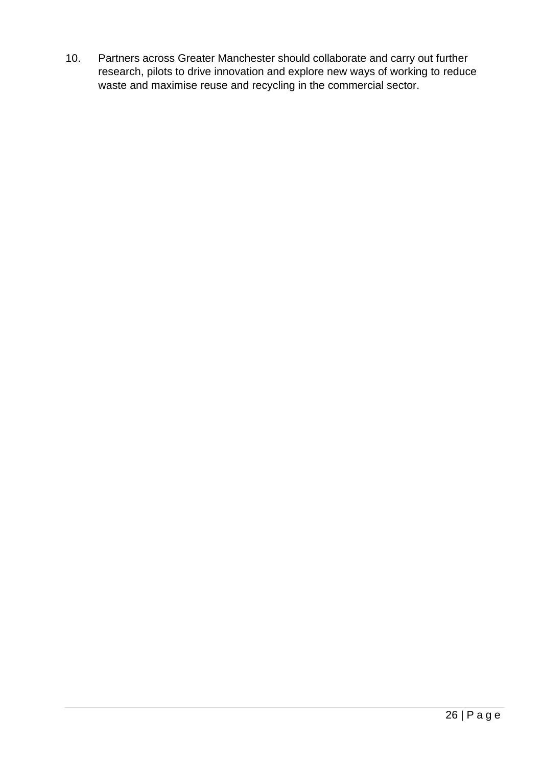10. Partners across Greater Manchester should collaborate and carry out further research, pilots to drive innovation and explore new ways of working to reduce waste and maximise reuse and recycling in the commercial sector.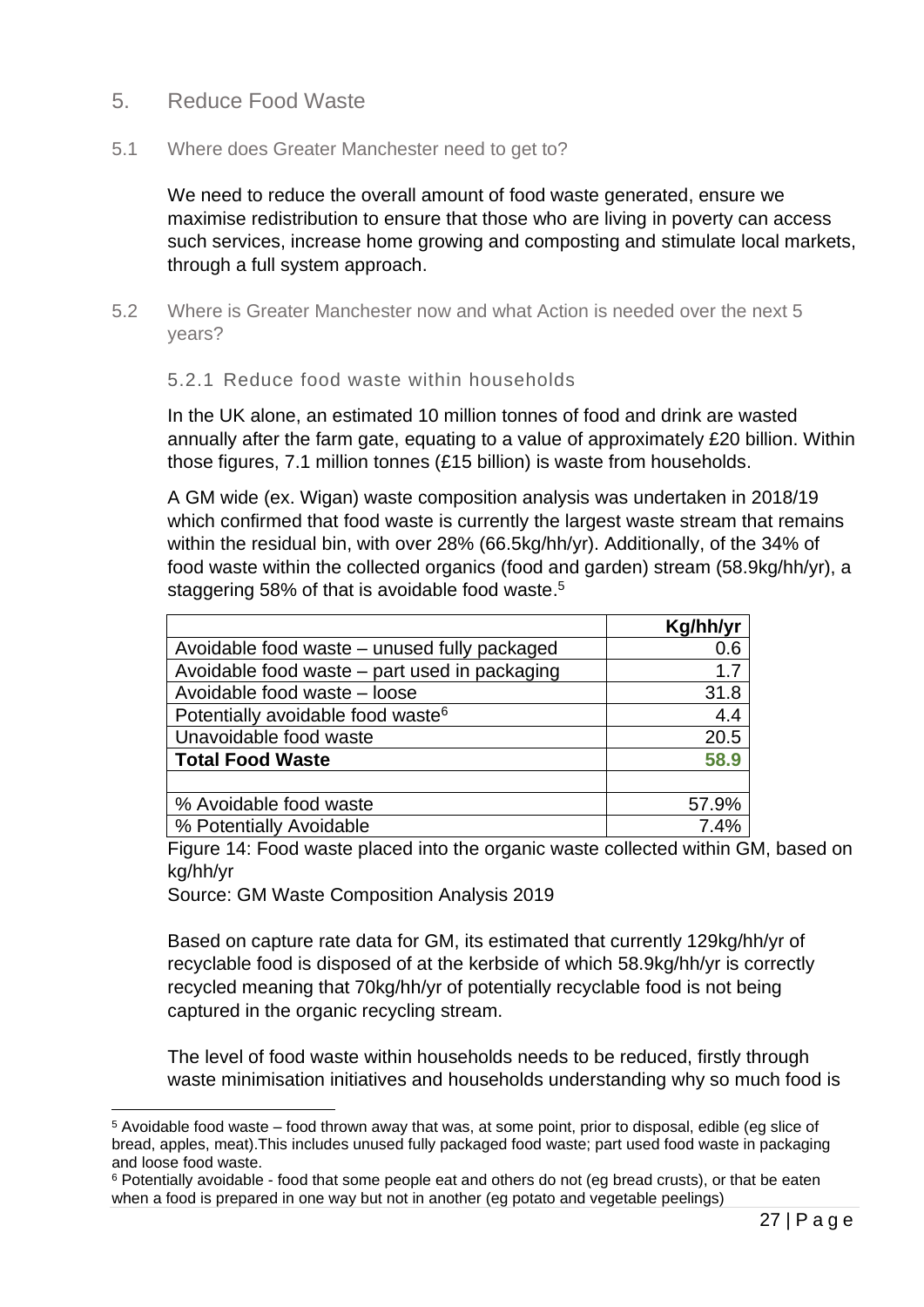## 5. Reduce Food Waste

### 5.1 Where does Greater Manchester need to get to?

We need to reduce the overall amount of food waste generated, ensure we maximise redistribution to ensure that those who are living in poverty can access such services, increase home growing and composting and stimulate local markets, through a full system approach.

### 5.2 Where is Greater Manchester now and what Action is needed over the next 5 years?

#### 5.2.1 Reduce food waste within households

In the UK alone, an estimated 10 million tonnes of food and drink are wasted annually after the farm gate, equating to a value of approximately £20 billion. Within those figures, 7.1 million tonnes (£15 billion) is waste from households.

A GM wide (ex. Wigan) waste composition analysis was undertaken in 2018/19 which confirmed that food waste is currently the largest waste stream that remains within the residual bin, with over 28% (66.5kg/hh/yr). Additionally, of the 34% of food waste within the collected organics (food and garden) stream (58.9kg/hh/yr), a staggering 58% of that is avoidable food waste.[5]

| | Kg/hh/yr |
|---|---|
| Avoidable food waste – unused fully packaged | 0.6 |
| Avoidable food waste – part used in packaging | 1.7 |
| Avoidable food waste – loose | 31.8 |
| Potentially avoidable food waste[6] | 4.4 |
| Unavoidable food waste | 20.5 |
| **Total Food Waste** | **58.9** |
| | |
| % Avoidable food waste | 57.9% |
| % Potentially Avoidable | 7.4% |

Figure 14: Food waste placed into the organic waste collected within GM, based on kg/hh/yr

Source: GM Waste Composition Analysis 2019

Based on capture rate data for GM, its estimated that currently 129kg/hh/yr of recyclable food is disposed of at the kerbside of which 58.9kg/hh/yr is correctly recycled meaning that 70kg/hh/yr of potentially recyclable food is not being captured in the organic recycling stream.

The level of food waste within households needs to be reduced, firstly through waste minimisation initiatives and households understanding why so much food is

---

[5] Avoidable food waste – food thrown away that was, at some point, prior to disposal, edible (eg slice of bread, apples, meat).This includes unused fully packaged food waste; part used food waste in packaging and loose food waste.

[6] Potentially avoidable - food that some people eat and others do not (eg bread crusts), or that be eaten when a food is prepared in one way but not in another (eg potato and vegetable peelings)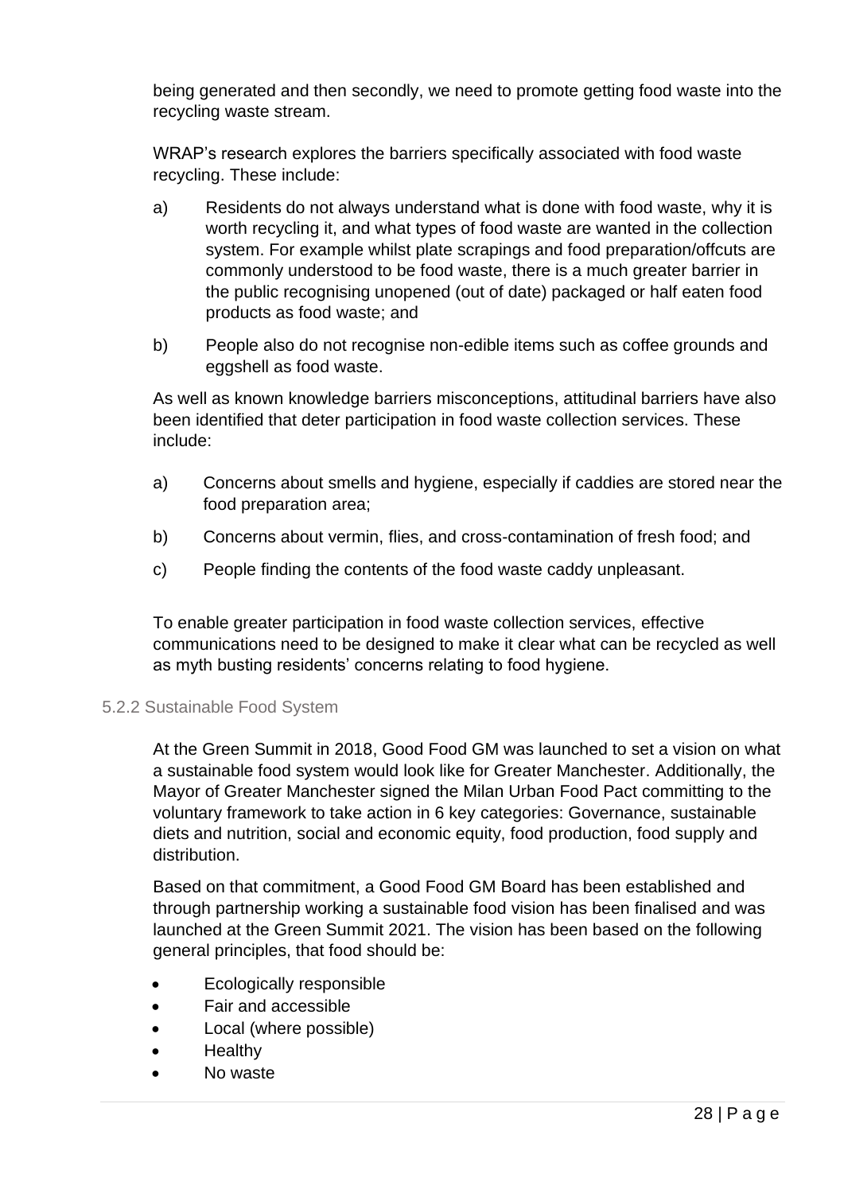being generated and then secondly, we need to promote getting food waste into the recycling waste stream.

WRAP's research explores the barriers specifically associated with food waste recycling. These include:

a) Residents do not always understand what is done with food waste, why it is worth recycling it, and what types of food waste are wanted in the collection system. For example whilst plate scrapings and food preparation/offcuts are commonly understood to be food waste, there is a much greater barrier in the public recognising unopened (out of date) packaged or half eaten food products as food waste; and

b) People also do not recognise non-edible items such as coffee grounds and eggshell as food waste.

As well as known knowledge barriers misconceptions, attitudinal barriers have also been identified that deter participation in food waste collection services. These include:

a) Concerns about smells and hygiene, especially if caddies are stored near the food preparation area;

b) Concerns about vermin, flies, and cross-contamination of fresh food; and

c) People finding the contents of the food waste caddy unpleasant.

To enable greater participation in food waste collection services, effective communications need to be designed to make it clear what can be recycled as well as myth busting residents' concerns relating to food hygiene.

### 5.2.2 Sustainable Food System

At the Green Summit in 2018, Good Food GM was launched to set a vision on what a sustainable food system would look like for Greater Manchester. Additionally, the Mayor of Greater Manchester signed the Milan Urban Food Pact committing to the voluntary framework to take action in 6 key categories: Governance, sustainable diets and nutrition, social and economic equity, food production, food supply and distribution.

Based on that commitment, a Good Food GM Board has been established and through partnership working a sustainable food vision has been finalised and was launched at the Green Summit 2021. The vision has been based on the following general principles, that food should be:

- Ecologically responsible
- Fair and accessible
- Local (where possible)
- Healthy
- No waste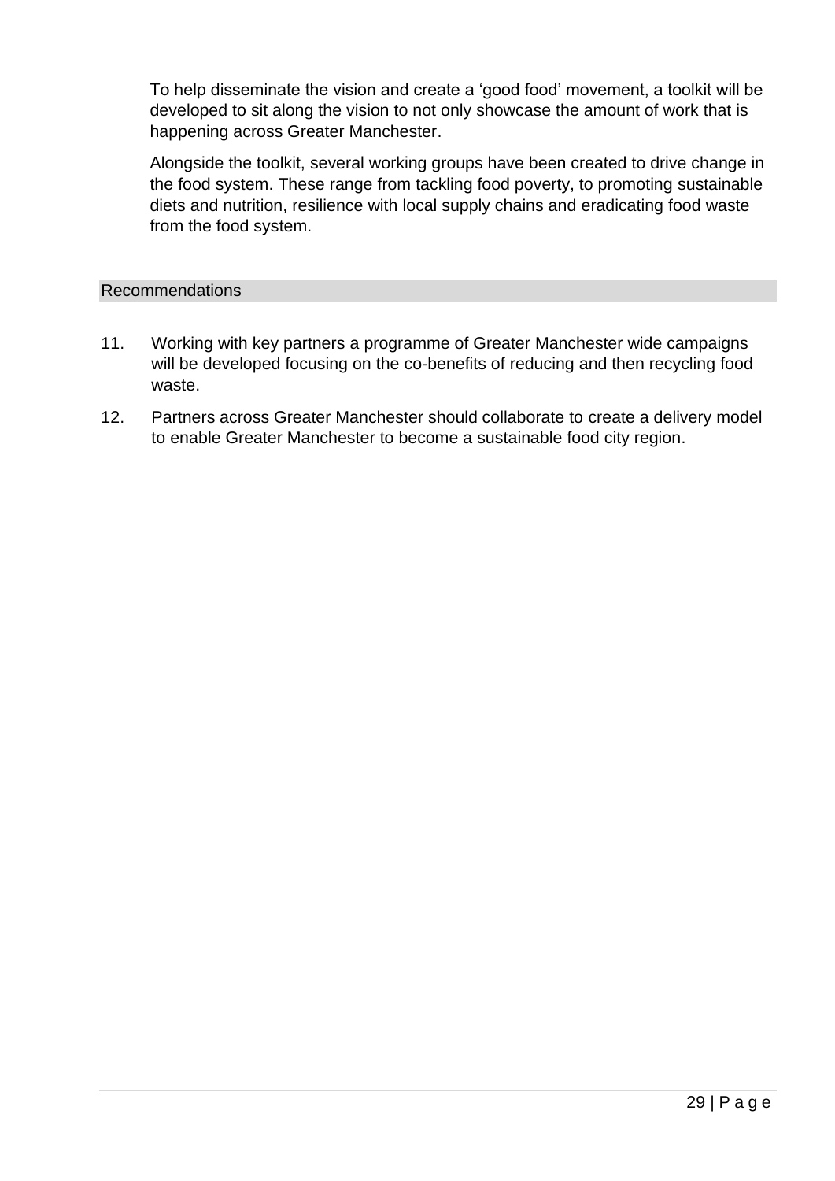To help disseminate the vision and create a 'good food' movement, a toolkit will be developed to sit along the vision to not only showcase the amount of work that is happening across Greater Manchester.

Alongside the toolkit, several working groups have been created to drive change in the food system. These range from tackling food poverty, to promoting sustainable diets and nutrition, resilience with local supply chains and eradicating food waste from the food system.

## Recommendations

11. Working with key partners a programme of Greater Manchester wide campaigns will be developed focusing on the co-benefits of reducing and then recycling food waste.
12. Partners across Greater Manchester should collaborate to create a delivery model to enable Greater Manchester to become a sustainable food city region.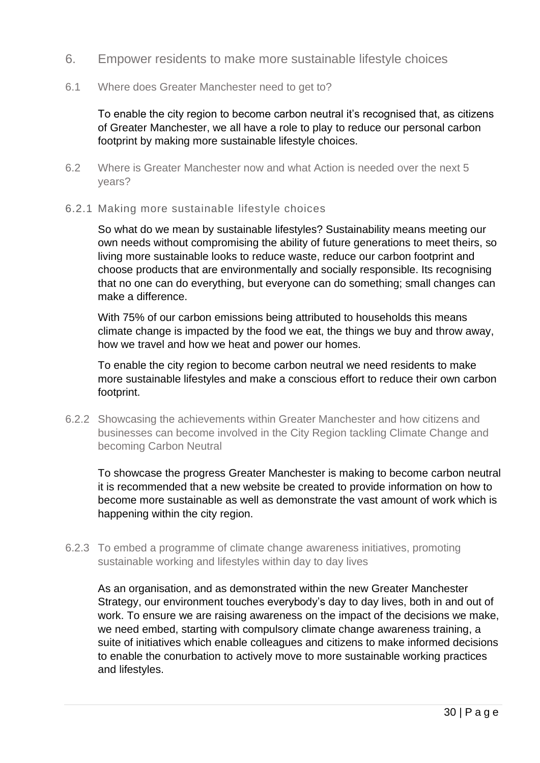## 6. Empower residents to make more sustainable lifestyle choices

### 6.1 Where does Greater Manchester need to get to?

To enable the city region to become carbon neutral it's recognised that, as citizens of Greater Manchester, we all have a role to play to reduce our personal carbon footprint by making more sustainable lifestyle choices.

### 6.2 Where is Greater Manchester now and what Action is needed over the next 5 years?

#### 6.2.1 Making more sustainable lifestyle choices

So what do we mean by sustainable lifestyles? Sustainability means meeting our own needs without compromising the ability of future generations to meet theirs, so living more sustainable looks to reduce waste, reduce our carbon footprint and choose products that are environmentally and socially responsible. Its recognising that no one can do everything, but everyone can do something; small changes can make a difference.

With 75% of our carbon emissions being attributed to households this means climate change is impacted by the food we eat, the things we buy and throw away, how we travel and how we heat and power our homes.

To enable the city region to become carbon neutral we need residents to make more sustainable lifestyles and make a conscious effort to reduce their own carbon footprint.

#### 6.2.2 Showcasing the achievements within Greater Manchester and how citizens and businesses can become involved in the City Region tackling Climate Change and becoming Carbon Neutral

To showcase the progress Greater Manchester is making to become carbon neutral it is recommended that a new website be created to provide information on how to become more sustainable as well as demonstrate the vast amount of work which is happening within the city region.

#### 6.2.3 To embed a programme of climate change awareness initiatives, promoting sustainable working and lifestyles within day to day lives

As an organisation, and as demonstrated within the new Greater Manchester Strategy, our environment touches everybody's day to day lives, both in and out of work. To ensure we are raising awareness on the impact of the decisions we make, we need embed, starting with compulsory climate change awareness training, a suite of initiatives which enable colleagues and citizens to make informed decisions to enable the conurbation to actively move to more sustainable working practices and lifestyles.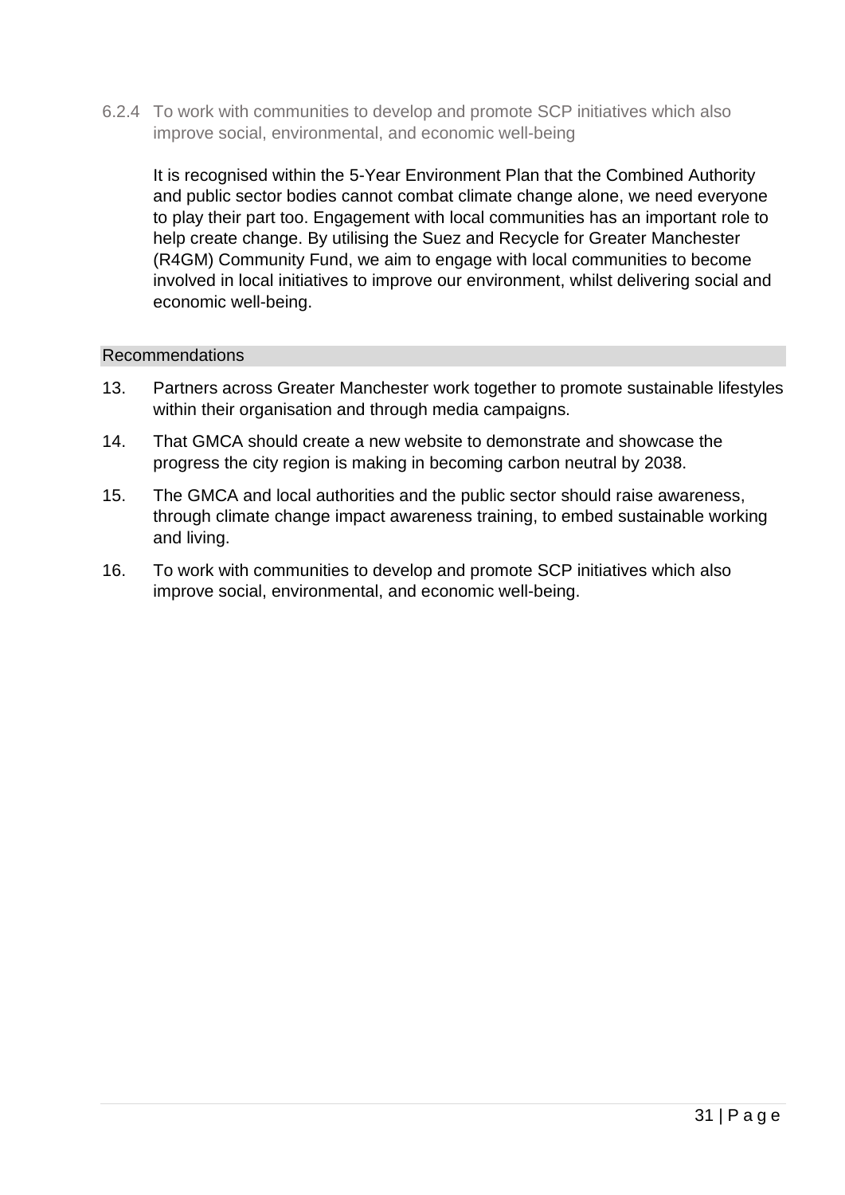#### 6.2.4 To work with communities to develop and promote SCP initiatives which also improve social, environmental, and economic well-being

It is recognised within the 5-Year Environment Plan that the Combined Authority and public sector bodies cannot combat climate change alone, we need everyone to play their part too. Engagement with local communities has an important role to help create change. By utilising the Suez and Recycle for Greater Manchester (R4GM) Community Fund, we aim to engage with local communities to become involved in local initiatives to improve our environment, whilst delivering social and economic well-being.

**Recommendations**

13. Partners across Greater Manchester work together to promote sustainable lifestyles within their organisation and through media campaigns.
14. That GMCA should create a new website to demonstrate and showcase the progress the city region is making in becoming carbon neutral by 2038.
15. The GMCA and local authorities and the public sector should raise awareness, through climate change impact awareness training, to embed sustainable working and living.
16. To work with communities to develop and promote SCP initiatives which also improve social, environmental, and economic well-being.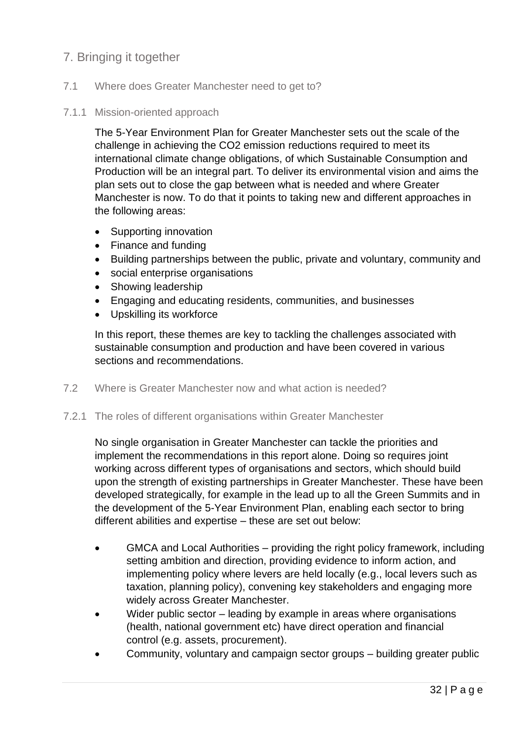## 7. Bringing it together

### 7.1 Where does Greater Manchester need to get to?

#### 7.1.1 Mission-oriented approach

The 5-Year Environment Plan for Greater Manchester sets out the scale of the challenge in achieving the $CO_2$ emission reductions required to meet its international climate change obligations, of which Sustainable Consumption and Production will be an integral part. To deliver its environmental vision and aims the plan sets out to close the gap between what is needed and where Greater Manchester is now. To do that it points to taking new and different approaches in the following areas:

- Supporting innovation
- Finance and funding
- Building partnerships between the public, private and voluntary, community and
- social enterprise organisations
- Showing leadership
- Engaging and educating residents, communities, and businesses
- Upskilling its workforce

In this report, these themes are key to tackling the challenges associated with sustainable consumption and production and have been covered in various sections and recommendations.

### 7.2 Where is Greater Manchester now and what action is needed?

#### 7.2.1 The roles of different organisations within Greater Manchester

No single organisation in Greater Manchester can tackle the priorities and implement the recommendations in this report alone. Doing so requires joint working across different types of organisations and sectors, which should build upon the strength of existing partnerships in Greater Manchester. These have been developed strategically, for example in the lead up to all the Green Summits and in the development of the 5-Year Environment Plan, enabling each sector to bring different abilities and expertise – these are set out below:

- GMCA and Local Authorities – providing the right policy framework, including setting ambition and direction, providing evidence to inform action, and implementing policy where levers are held locally (e.g., local levers such as taxation, planning policy), convening key stakeholders and engaging more widely across Greater Manchester.
- Wider public sector – leading by example in areas where organisations (health, national government etc) have direct operation and financial control (e.g. assets, procurement).
- Community, voluntary and campaign sector groups – building greater public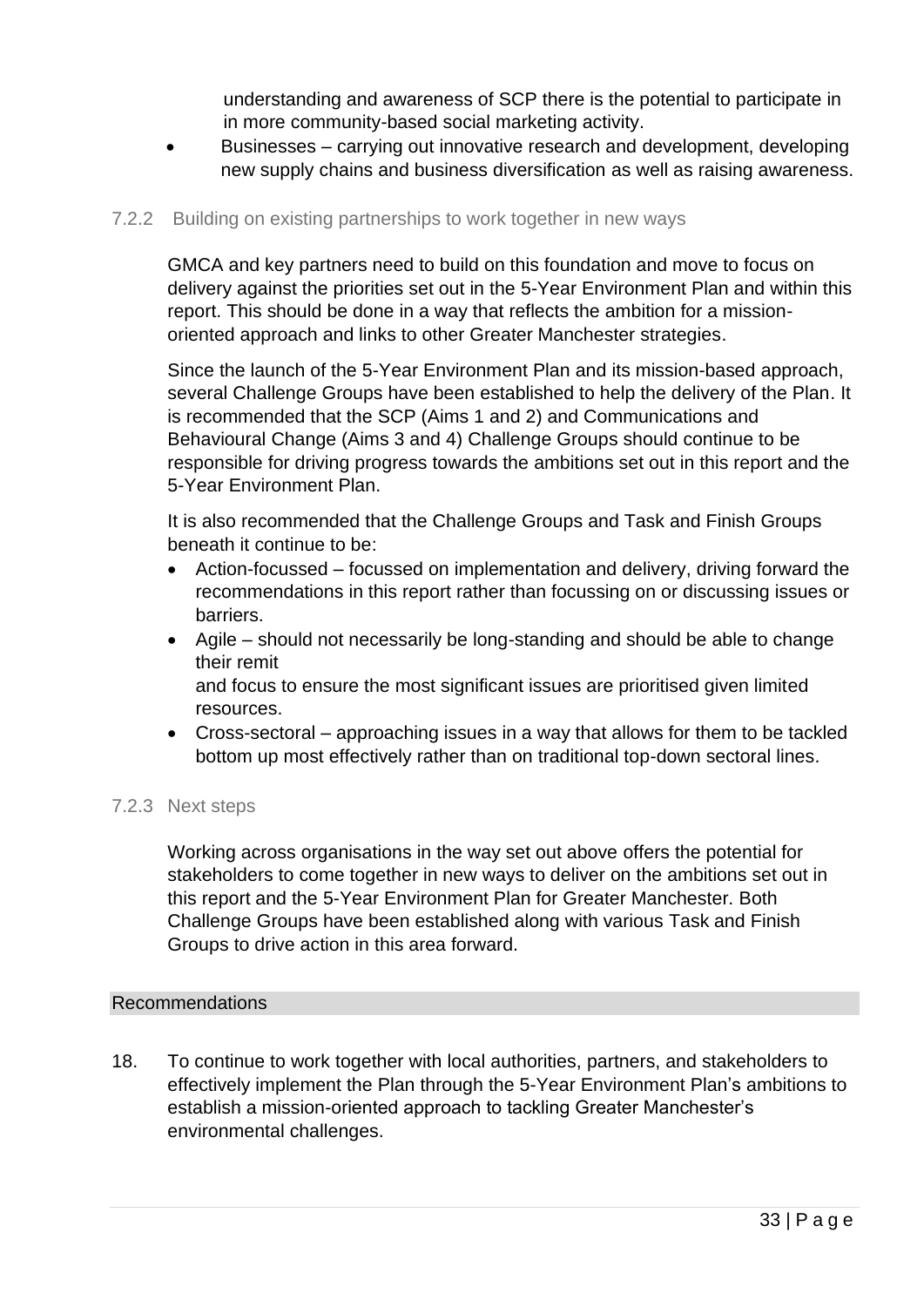understanding and awareness of SCP there is the potential to participate in in more community-based social marketing activity.

- Businesses – carrying out innovative research and development, developing new supply chains and business diversification as well as raising awareness.

### 7.2.2 Building on existing partnerships to work together in new ways

GMCA and key partners need to build on this foundation and move to focus on delivery against the priorities set out in the 5-Year Environment Plan and within this report. This should be done in a way that reflects the ambition for a mission-oriented approach and links to other Greater Manchester strategies.

Since the launch of the 5-Year Environment Plan and its mission-based approach, several Challenge Groups have been established to help the delivery of the Plan. It is recommended that the SCP (Aims 1 and 2) and Communications and Behavioural Change (Aims 3 and 4) Challenge Groups should continue to be responsible for driving progress towards the ambitions set out in this report and the 5-Year Environment Plan.

It is also recommended that the Challenge Groups and Task and Finish Groups beneath it continue to be:

- Action-focussed – focussed on implementation and delivery, driving forward the recommendations in this report rather than focussing on or discussing issues or barriers.
- Agile – should not necessarily be long-standing and should be able to change their remit and focus to ensure the most significant issues are prioritised given limited resources.
- Cross-sectoral – approaching issues in a way that allows for them to be tackled bottom up most effectively rather than on traditional top-down sectoral lines.

### 7.2.3 Next steps

Working across organisations in the way set out above offers the potential for stakeholders to come together in new ways to deliver on the ambitions set out in this report and the 5-Year Environment Plan for Greater Manchester. Both Challenge Groups have been established along with various Task and Finish Groups to drive action in this area forward.

#### Recommendations

18. To continue to work together with local authorities, partners, and stakeholders to effectively implement the Plan through the 5-Year Environment Plan's ambitions to establish a mission-oriented approach to tackling Greater Manchester's environmental challenges.